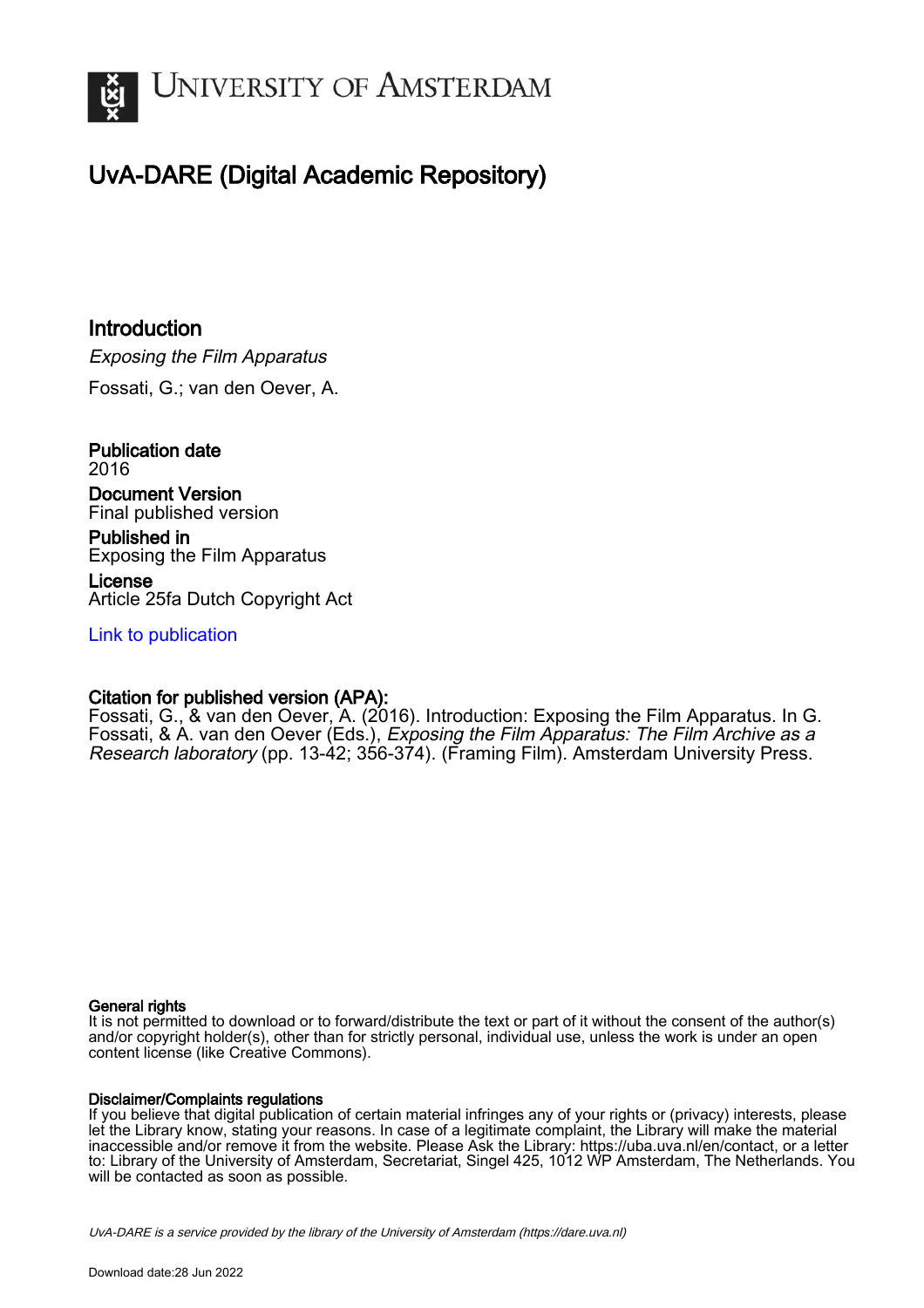# University of Amsterdam

## UvA-DARE (Digital Academic Repository)

### Introduction

*Exposing the Film Apparatus*

Fossati, G.; van den Oever, A.

**Publication date**
2016

**Document Version**
Final published version

**Published in**
Exposing the Film Apparatus

**License**
Article 25fa Dutch Copyright Act

Link to publication

**Citation for published version (APA):**
Fossati, G., & van den Oever, A. (2016). Introduction: Exposing the Film Apparatus. In G. Fossati, & A. van den Oever (Eds.), *Exposing the Film Apparatus: The Film Archive as a Research laboratory* (pp. 13-42; 356-374). (Framing Film). Amsterdam University Press.

**General rights**
It is not permitted to download or to forward/distribute the text or part of it without the consent of the author(s) and/or copyright holder(s), other than for strictly personal, individual use, unless the work is under an open content license (like Creative Commons).

**Disclaimer/Complaints regulations**
If you believe that digital publication of certain material infringes any of your rights or (privacy) interests, please let the Library know, stating your reasons. In case of a legitimate complaint, the Library will make the material inaccessible and/or remove it from the website. Please Ask the Library: https://uba.uva.nl/en/contact, or a letter to: Library of the University of Amsterdam, Secretariat, Singel 425, 1012 WP Amsterdam, The Netherlands. You will be contacted as soon as possible.

*UvA-DARE is a service provided by the library of the University of Amsterdam (https://dare.uva.nl)*

Download date:28 Jun 2022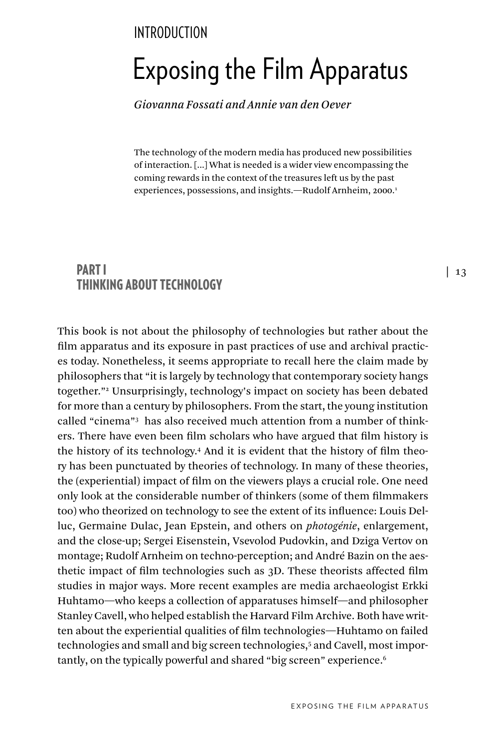INTRODUCTION

# Exposing the Film Apparatus

*Giovanna Fossati and Annie van den Oever*

> The technology of the modern media has produced new possibilities of interaction. [...] What is needed is a wider view encompassing the coming rewards in the context of the treasures left us by the past experiences, possessions, and insights.—Rudolf Arnheim, 2000.[1]

## PART I
## THINKING ABOUT TECHNOLOGY

This book is not about the philosophy of technologies but rather about the film apparatus and its exposure in past practices of use and archival practices today. Nonetheless, it seems appropriate to recall here the claim made by philosophers that "it is largely by technology that contemporary society hangs together."[2] Unsurprisingly, technology's impact on society has been debated for more than a century by philosophers. From the start, the young institution called "cinema"[3] has also received much attention from a number of thinkers. There have even been film scholars who have argued that film history is the history of its technology.[4] And it is evident that the history of film theory has been punctuated by theories of technology. In many of these theories, the (experiential) impact of film on the viewers plays a crucial role. One need only look at the considerable number of thinkers (some of them filmmakers too) who theorized on technology to see the extent of its influence: Louis Delluc, Germaine Dulac, Jean Epstein, and others on *photogénie*, enlargement, and the close-up; Sergei Eisenstein, Vsevolod Pudovkin, and Dziga Vertov on montage; Rudolf Arnheim on techno-perception; and André Bazin on the aesthetic impact of film technologies such as 3D. These theorists affected film studies in major ways. More recent examples are media archaeologist Erkki Huhtamo—who keeps a collection of apparatuses himself—and philosopher Stanley Cavell, who helped establish the Harvard Film Archive. Both have written about the experiential qualities of film technologies—Huhtamo on failed technologies and small and big screen technologies,[5] and Cavell, most importantly, on the typically powerful and shared "big screen" experience.[6]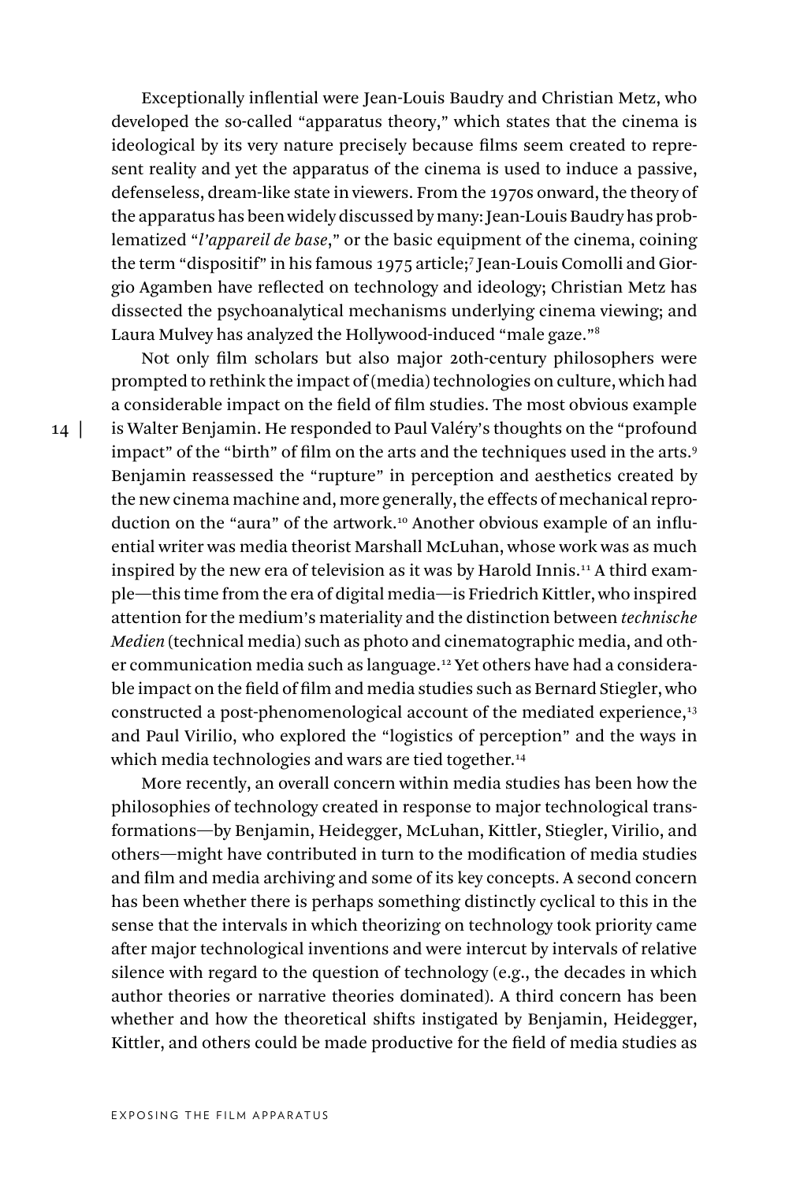Exceptionally inflential were Jean-Louis Baudry and Christian Metz, who developed the so-called "apparatus theory," which states that the cinema is ideological by its very nature precisely because films seem created to represent reality and yet the apparatus of the cinema is used to induce a passive, defenseless, dream-like state in viewers. From the 1970s onward, the theory of the apparatus has been widely discussed by many: Jean-Louis Baudry has problematized "*l'appareil de base*," or the basic equipment of the cinema, coining the term "dispositif" in his famous 1975 article;[7] Jean-Louis Comolli and Giorgio Agamben have reflected on technology and ideology; Christian Metz has dissected the psychoanalytical mechanisms underlying cinema viewing; and Laura Mulvey has analyzed the Hollywood-induced "male gaze."[8]

Not only film scholars but also major 20th-century philosophers were prompted to rethink the impact of (media) technologies on culture, which had a considerable impact on the field of film studies. The most obvious example is Walter Benjamin. He responded to Paul Valéry's thoughts on the "profound impact" of the "birth" of film on the arts and the techniques used in the arts.[9] Benjamin reassessed the "rupture" in perception and aesthetics created by the new cinema machine and, more generally, the effects of mechanical reproduction on the "aura" of the artwork.[10] Another obvious example of an influential writer was media theorist Marshall McLuhan, whose work was as much inspired by the new era of television as it was by Harold Innis.[11] A third example—this time from the era of digital media—is Friedrich Kittler, who inspired attention for the medium's materiality and the distinction between *technische Medien* (technical media) such as photo and cinematographic media, and other communication media such as language.[12] Yet others have had a considerable impact on the field of film and media studies such as Bernard Stiegler, who constructed a post-phenomenological account of the mediated experience,[13] and Paul Virilio, who explored the "logistics of perception" and the ways in which media technologies and wars are tied together.[14]

More recently, an overall concern within media studies has been how the philosophies of technology created in response to major technological transformations—by Benjamin, Heidegger, McLuhan, Kittler, Stiegler, Virilio, and others—might have contributed in turn to the modification of media studies and film and media archiving and some of its key concepts. A second concern has been whether there is perhaps something distinctly cyclical to this in the sense that the intervals in which theorizing on technology took priority came after major technological inventions and were intercut by intervals of relative silence with regard to the question of technology (e.g., the decades in which author theories or narrative theories dominated). A third concern has been whether and how the theoretical shifts instigated by Benjamin, Heidegger, Kittler, and others could be made productive for the field of media studies as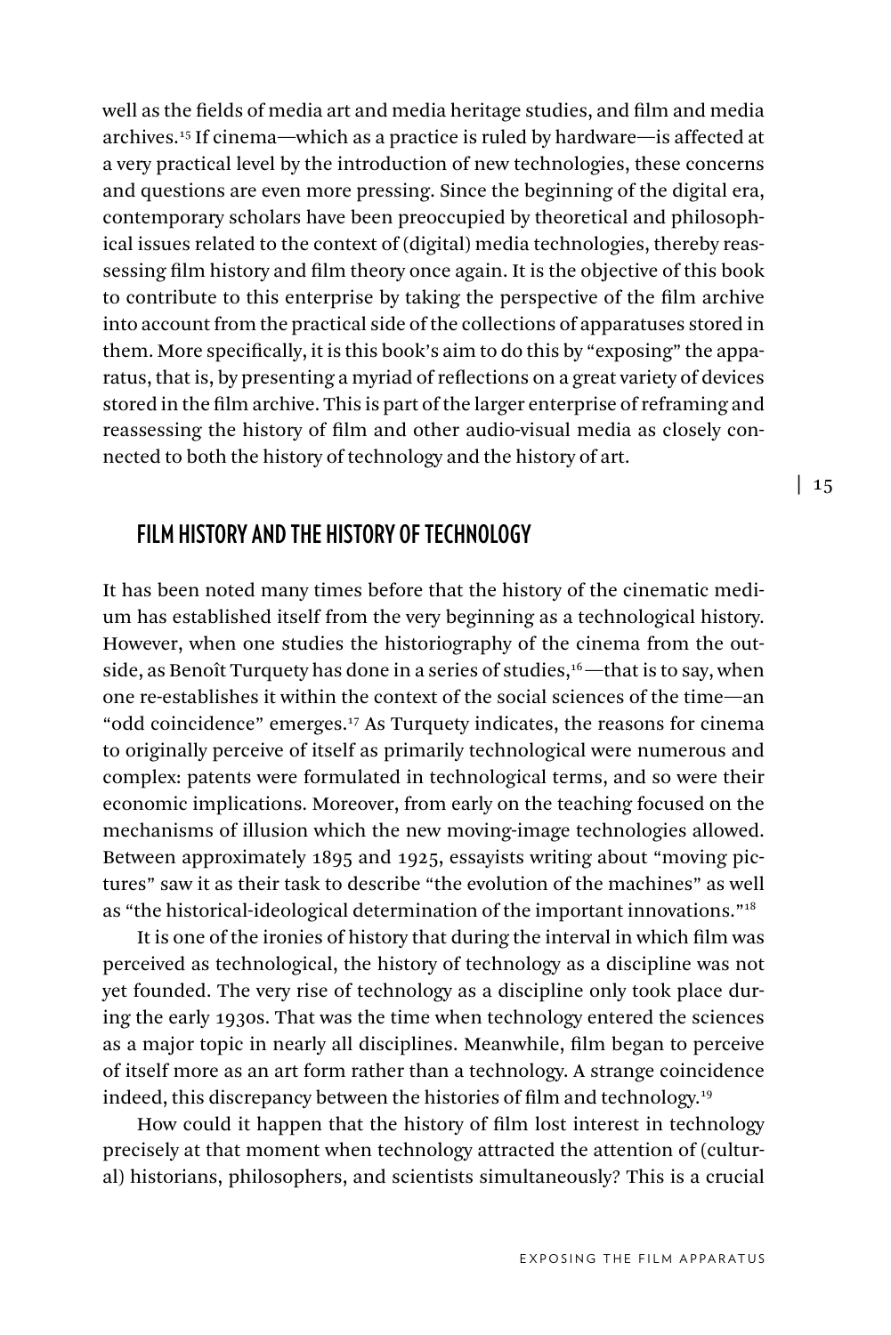well as the fields of media art and media heritage studies, and film and media archives.[15] If cinema—which as a practice is ruled by hardware—is affected at a very practical level by the introduction of new technologies, these concerns and questions are even more pressing. Since the beginning of the digital era, contemporary scholars have been preoccupied by theoretical and philosophical issues related to the context of (digital) media technologies, thereby reassessing film history and film theory once again. It is the objective of this book to contribute to this enterprise by taking the perspective of the film archive into account from the practical side of the collections of apparatuses stored in them. More specifically, it is this book's aim to do this by "exposing" the apparatus, that is, by presenting a myriad of reflections on a great variety of devices stored in the film archive. This is part of the larger enterprise of reframing and reassessing the history of film and other audio-visual media as closely connected to both the history of technology and the history of art.

## FILM HISTORY AND THE HISTORY OF TECHNOLOGY

It has been noted many times before that the history of the cinematic medium has established itself from the very beginning as a technological history. However, when one studies the historiography of the cinema from the outside, as Benoît Turquety has done in a series of studies,[16]—that is to say, when one re-establishes it within the context of the social sciences of the time—an "odd coincidence" emerges.[17] As Turquety indicates, the reasons for cinema to originally perceive of itself as primarily technological were numerous and complex: patents were formulated in technological terms, and so were their economic implications. Moreover, from early on the teaching focused on the mechanisms of illusion which the new moving-image technologies allowed. Between approximately 1895 and 1925, essayists writing about "moving pictures" saw it as their task to describe "the evolution of the machines" as well as "the historical-ideological determination of the important innovations."[18]

It is one of the ironies of history that during the interval in which film was perceived as technological, the history of technology as a discipline was not yet founded. The very rise of technology as a discipline only took place during the early 1930s. That was the time when technology entered the sciences as a major topic in nearly all disciplines. Meanwhile, film began to perceive of itself more as an art form rather than a technology. A strange coincidence indeed, this discrepancy between the histories of film and technology.[19]

How could it happen that the history of film lost interest in technology precisely at that moment when technology attracted the attention of (cultural) historians, philosophers, and scientists simultaneously? This is a crucial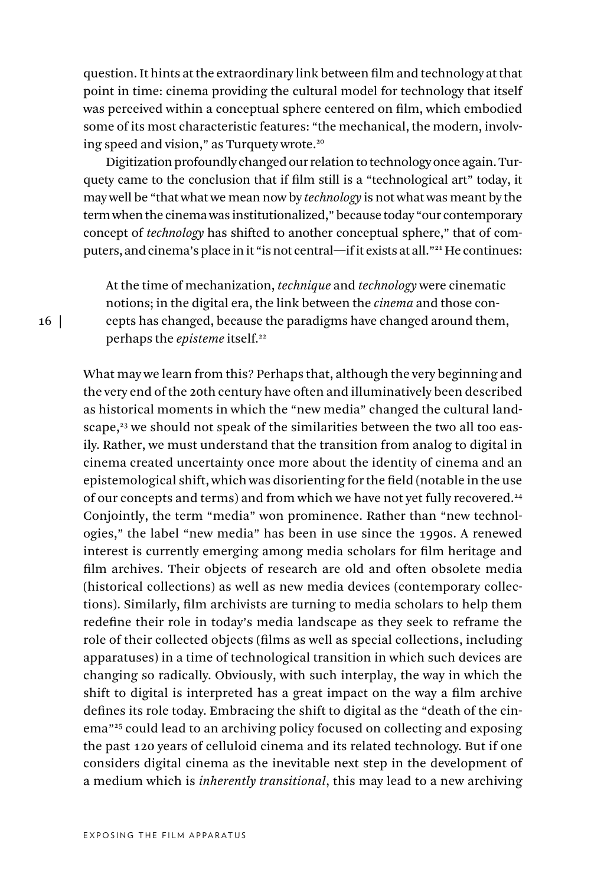question. It hints at the extraordinary link between film and technology at that point in time: cinema providing the cultural model for technology that itself was perceived within a conceptual sphere centered on film, which embodied some of its most characteristic features: "the mechanical, the modern, involving speed and vision," as Turquety wrote.[20]

Digitization profoundly changed our relation to technology once again. Turquety came to the conclusion that if film still is a "technological art" today, it may well be "that what we mean now by *technology* is not what was meant by the term when the cinema was institutionalized," because today "our contemporary concept of *technology* has shifted to another conceptual sphere," that of computers, and cinema's place in it "is not central—if it exists at all."[21] He continues:

> At the time of mechanization, *technique* and *technology* were cinematic notions; in the digital era, the link between the *cinema* and those concepts has changed, because the paradigms have changed around them, perhaps the *episteme* itself.[22]

What may we learn from this? Perhaps that, although the very beginning and the very end of the 20th century have often and illuminatively been described as historical moments in which the "new media" changed the cultural landscape,[23] we should not speak of the similarities between the two all too easily. Rather, we must understand that the transition from analog to digital in cinema created uncertainty once more about the identity of cinema and an epistemological shift, which was disorienting for the field (notable in the use of our concepts and terms) and from which we have not yet fully recovered.[24] Conjointly, the term "media" won prominence. Rather than "new technologies," the label "new media" has been in use since the 1990s. A renewed interest is currently emerging among media scholars for film heritage and film archives. Their objects of research are old and often obsolete media (historical collections) as well as new media devices (contemporary collections). Similarly, film archivists are turning to media scholars to help them redefine their role in today's media landscape as they seek to reframe the role of their collected objects (films as well as special collections, including apparatuses) in a time of technological transition in which such devices are changing so radically. Obviously, with such interplay, the way in which the shift to digital is interpreted has a great impact on the way a film archive defines its role today. Embracing the shift to digital as the "death of the cinema"[25] could lead to an archiving policy focused on collecting and exposing the past 120 years of celluloid cinema and its related technology. But if one considers digital cinema as the inevitable next step in the development of a medium which is *inherently transitional*, this may lead to a new archiving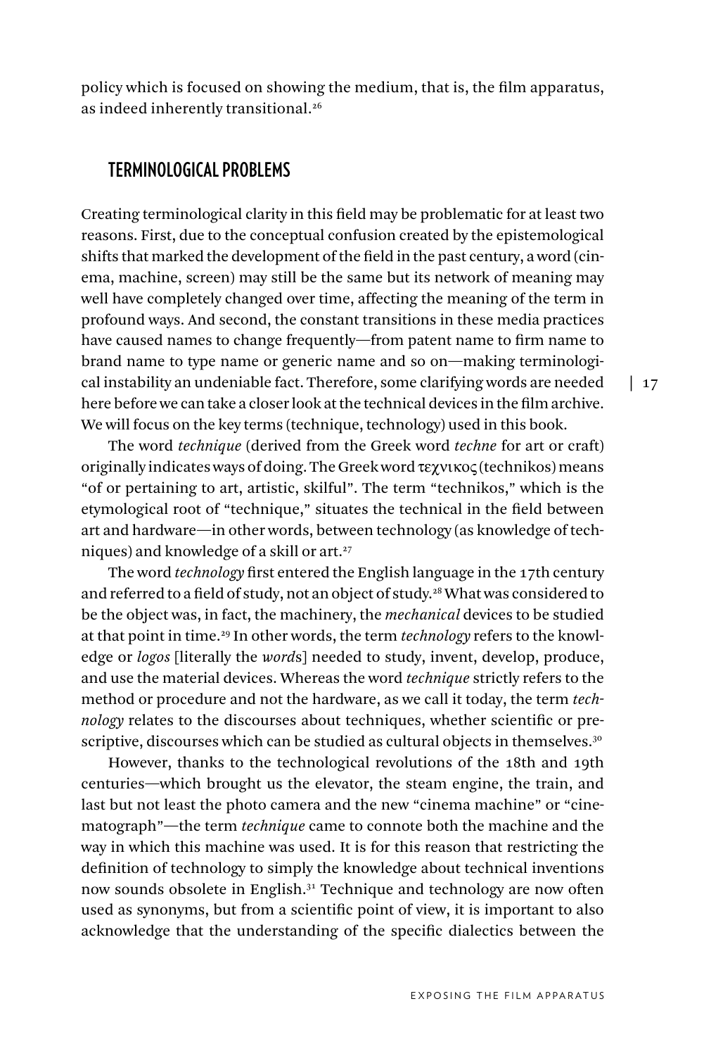policy which is focused on showing the medium, that is, the film apparatus, as indeed inherently transitional.[26]

## TERMINOLOGICAL PROBLEMS

Creating terminological clarity in this field may be problematic for at least two reasons. First, due to the conceptual confusion created by the epistemological shifts that marked the development of the field in the past century, a word (cinema, machine, screen) may still be the same but its network of meaning may well have completely changed over time, affecting the meaning of the term in profound ways. And second, the constant transitions in these media practices have caused names to change frequently—from patent name to firm name to brand name to type name or generic name and so on—making terminological instability an undeniable fact. Therefore, some clarifying words are needed here before we can take a closer look at the technical devices in the film archive. We will focus on the key terms (technique, technology) used in this book.

The word *technique* (derived from the Greek word *techne* for art or craft) originally indicates ways of doing. The Greek word τεχνικος (technikos) means "of or pertaining to art, artistic, skilful". The term "technikos," which is the etymological root of "technique," situates the technical in the field between art and hardware—in other words, between technology (as knowledge of techniques) and knowledge of a skill or art.[27]

The word *technology* first entered the English language in the 17th century and referred to a field of study, not an object of study.[28] What was considered to be the object was, in fact, the machinery, the *mechanical* devices to be studied at that point in time.[29] In other words, the term *technology* refers to the knowledge or *logos* [literally the *word*s] needed to study, invent, develop, produce, and use the material devices. Whereas the word *technique* strictly refers to the method or procedure and not the hardware, as we call it today, the term *technology* relates to the discourses about techniques, whether scientific or prescriptive, discourses which can be studied as cultural objects in themselves.[30]

However, thanks to the technological revolutions of the 18th and 19th centuries—which brought us the elevator, the steam engine, the train, and last but not least the photo camera and the new "cinema machine" or "cinematograph"—the term *technique* came to connote both the machine and the way in which this machine was used. It is for this reason that restricting the definition of technology to simply the knowledge about technical inventions now sounds obsolete in English.[31] Technique and technology are now often used as synonyms, but from a scientific point of view, it is important to also acknowledge that the understanding of the specific dialectics between the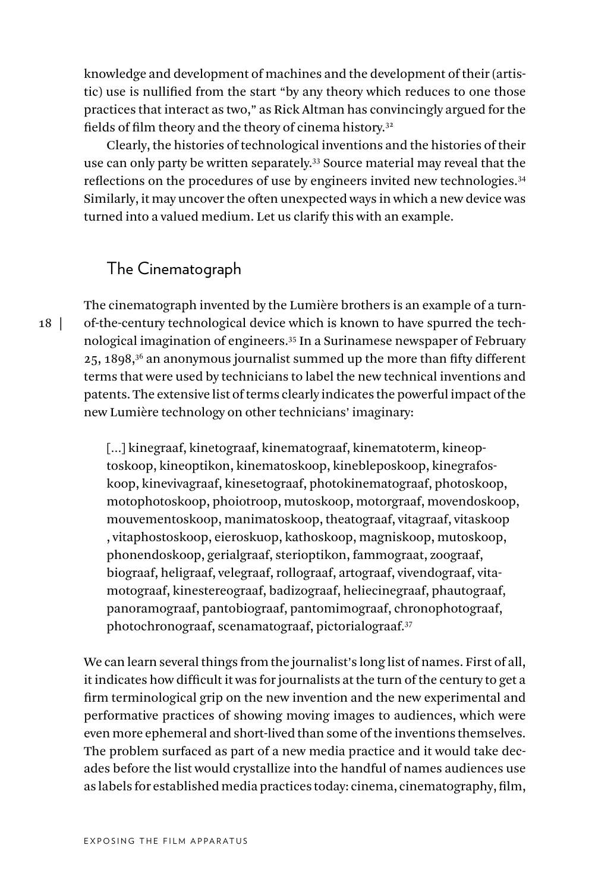knowledge and development of machines and the development of their (artistic) use is nullified from the start "by any theory which reduces to one those practices that interact as two," as Rick Altman has convincingly argued for the fields of film theory and the theory of cinema history.[32]

Clearly, the histories of technological inventions and the histories of their use can only party be written separately.[33] Source material may reveal that the reflections on the procedures of use by engineers invited new technologies.[34] Similarly, it may uncover the often unexpected ways in which a new device was turned into a valued medium. Let us clarify this with an example.

## The Cinematograph

The cinematograph invented by the Lumière brothers is an example of a turn-of-the-century technological device which is known to have spurred the technological imagination of engineers.[35] In a Surinamese newspaper of February 25, 1898,[36] an anonymous journalist summed up the more than fifty different terms that were used by technicians to label the new technical inventions and patents. The extensive list of terms clearly indicates the powerful impact of the new Lumière technology on other technicians' imaginary:

> [...] kinegraaf, kinetograaf, kinematograaf, kinematoterm, kineoptoskoop, kineoptikon, kinematoskoop, kinebleposkoop, kinegrafoskoop, kinevivagraaf, kinesetograaf, photokinematograaf, photoskoop, motophotoskoop, phoiotroop, mutoskoop, motorgraaf, movendoskoop, mouvementoskoop, manimatoskoop, theatograaf, vitagraaf, vitaskoop , vitaphostoskoop, eieroskuop, kathoskoop, magniskoop, mutoskoop, phonendoskoop, gerialgraaf, sterioptikon, fammograat, zoograaf, biograaf, heligraaf, velegraaf, rollograaf, artograaf, vivendograaf, vitamotograaf, kinestereograaf, badizograaf, heliecinegraaf, phautograaf, panoramograaf, pantobiograaf, pantomimograaf, chronophotograaf, photochronograaf, scenamatograaf, pictorialograaf.[37]

We can learn several things from the journalist's long list of names. First of all, it indicates how difficult it was for journalists at the turn of the century to get a firm terminological grip on the new invention and the new experimental and performative practices of showing moving images to audiences, which were even more ephemeral and short-lived than some of the inventions themselves. The problem surfaced as part of a new media practice and it would take decades before the list would crystallize into the handful of names audiences use as labels for established media practices today: cinema, cinematography, film,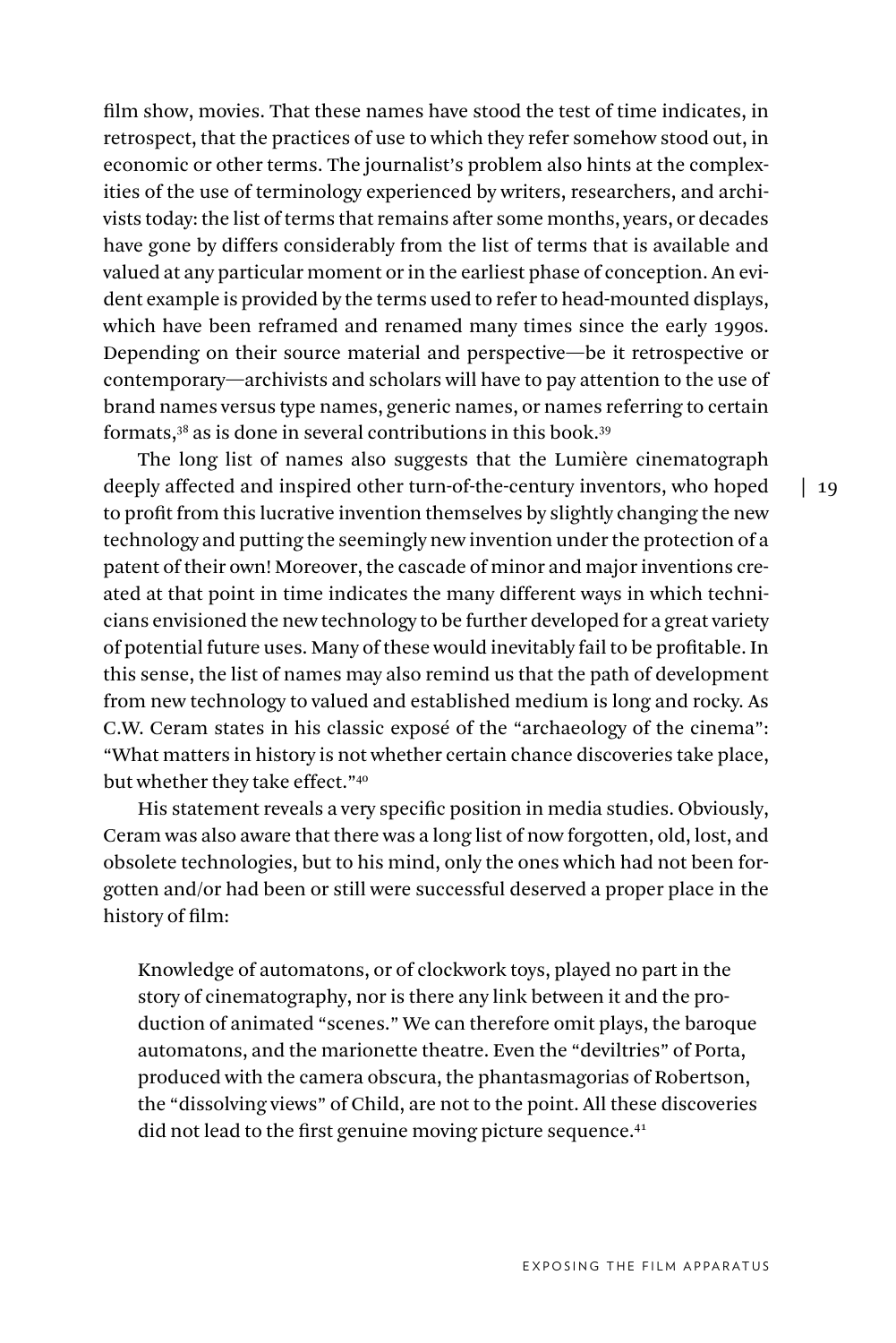film show, movies. That these names have stood the test of time indicates, in retrospect, that the practices of use to which they refer somehow stood out, in economic or other terms. The journalist's problem also hints at the complexities of the use of terminology experienced by writers, researchers, and archivists today: the list of terms that remains after some months, years, or decades have gone by differs considerably from the list of terms that is available and valued at any particular moment or in the earliest phase of conception. An evident example is provided by the terms used to refer to head-mounted displays, which have been reframed and renamed many times since the early 1990s. Depending on their source material and perspective—be it retrospective or contemporary—archivists and scholars will have to pay attention to the use of brand names versus type names, generic names, or names referring to certain formats,[38] as is done in several contributions in this book.[39]

The long list of names also suggests that the Lumière cinematograph deeply affected and inspired other turn-of-the-century inventors, who hoped to profit from this lucrative invention themselves by slightly changing the new technology and putting the seemingly new invention under the protection of a patent of their own! Moreover, the cascade of minor and major inventions created at that point in time indicates the many different ways in which technicians envisioned the new technology to be further developed for a great variety of potential future uses. Many of these would inevitably fail to be profitable. In this sense, the list of names may also remind us that the path of development from new technology to valued and established medium is long and rocky. As C.W. Ceram states in his classic exposé of the "archaeology of the cinema": "What matters in history is not whether certain chance discoveries take place, but whether they take effect."[40]

His statement reveals a very specific position in media studies. Obviously, Ceram was also aware that there was a long list of now forgotten, old, lost, and obsolete technologies, but to his mind, only the ones which had not been forgotten and/or had been or still were successful deserved a proper place in the history of film:

> Knowledge of automatons, or of clockwork toys, played no part in the story of cinematography, nor is there any link between it and the production of animated "scenes." We can therefore omit plays, the baroque automatons, and the marionette theatre. Even the "deviltries" of Porta, produced with the camera obscura, the phantasmagorias of Robertson, the "dissolving views" of Child, are not to the point. All these discoveries did not lead to the first genuine moving picture sequence.[41]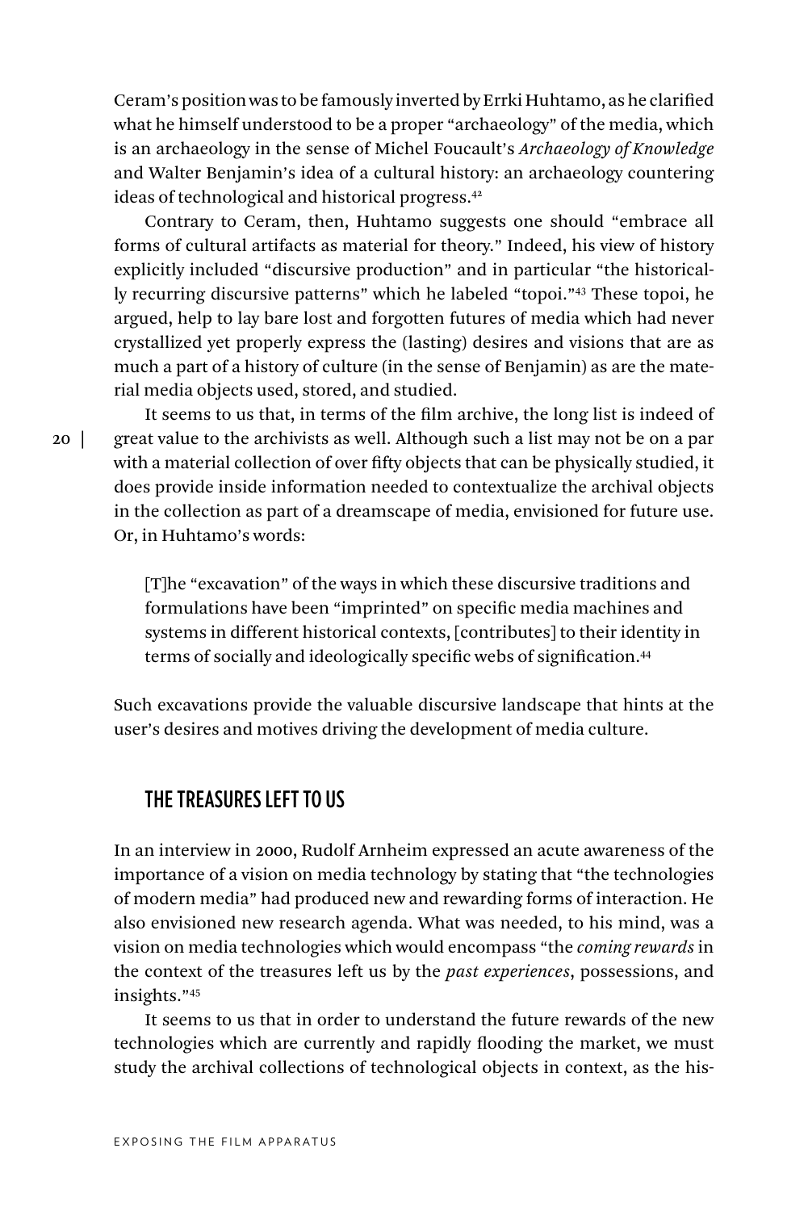Ceram's position was to be famously inverted by Errki Huhtamo, as he clarified what he himself understood to be a proper "archaeology" of the media, which is an archaeology in the sense of Michel Foucault's *Archaeology of Knowledge* and Walter Benjamin's idea of a cultural history: an archaeology countering ideas of technological and historical progress.[42]

Contrary to Ceram, then, Huhtamo suggests one should "embrace all forms of cultural artifacts as material for theory." Indeed, his view of history explicitly included "discursive production" and in particular "the historically recurring discursive patterns" which he labeled "topoi."[43] These topoi, he argued, help to lay bare lost and forgotten futures of media which had never crystallized yet properly express the (lasting) desires and visions that are as much a part of a history of culture (in the sense of Benjamin) as are the material media objects used, stored, and studied.

It seems to us that, in terms of the film archive, the long list is indeed of great value to the archivists as well. Although such a list may not be on a par with a material collection of over fifty objects that can be physically studied, it does provide inside information needed to contextualize the archival objects in the collection as part of a dreamscape of media, envisioned for future use. Or, in Huhtamo's words:

> [T]he "excavation" of the ways in which these discursive traditions and formulations have been "imprinted" on specific media machines and systems in different historical contexts, [contributes] to their identity in terms of socially and ideologically specific webs of signification.[44]

Such excavations provide the valuable discursive landscape that hints at the user's desires and motives driving the development of media culture.

## THE TREASURES LEFT TO US

In an interview in 2000, Rudolf Arnheim expressed an acute awareness of the importance of a vision on media technology by stating that "the technologies of modern media" had produced new and rewarding forms of interaction. He also envisioned new research agenda. What was needed, to his mind, was a vision on media technologies which would encompass "the *coming rewards* in the context of the treasures left us by the *past experiences*, possessions, and insights."[45]

It seems to us that in order to understand the future rewards of the new technologies which are currently and rapidly flooding the market, we must study the archival collections of technological objects in context, as the his-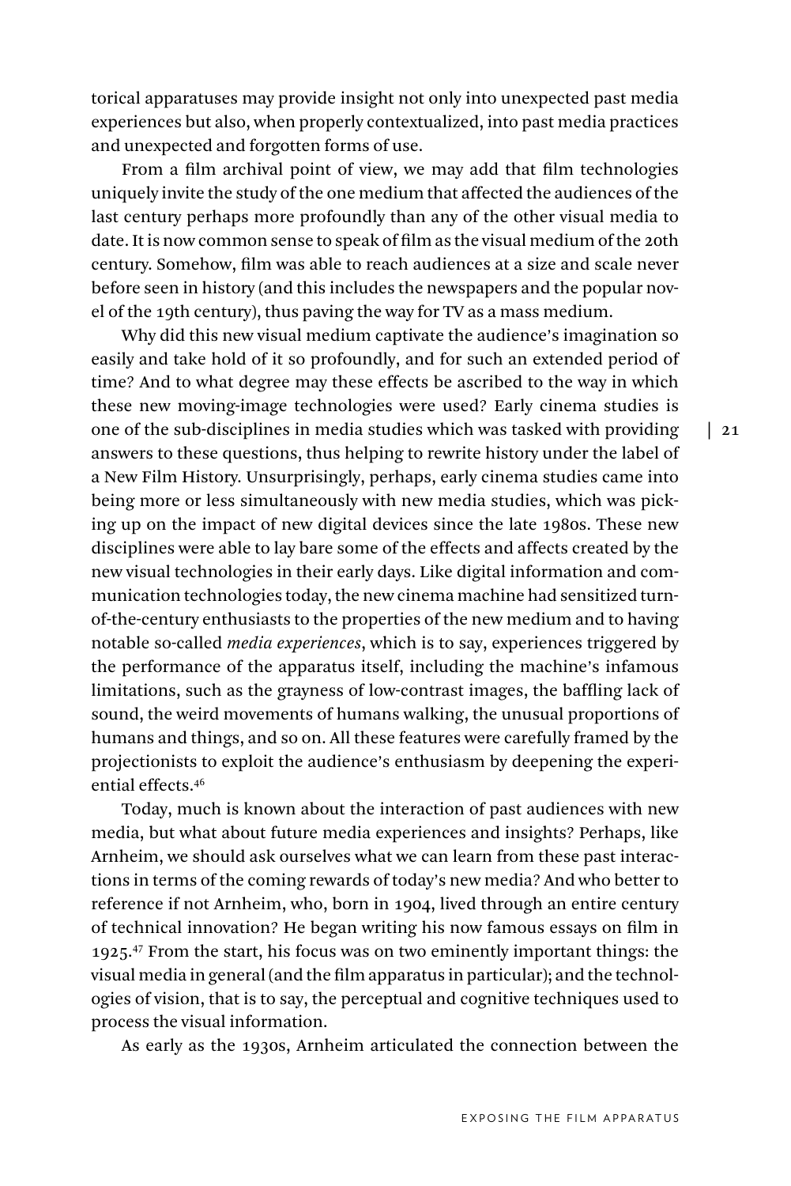torical apparatuses may provide insight not only into unexpected past media experiences but also, when properly contextualized, into past media practices and unexpected and forgotten forms of use.

From a film archival point of view, we may add that film technologies uniquely invite the study of the one medium that affected the audiences of the last century perhaps more profoundly than any of the other visual media to date. It is now common sense to speak of film as the visual medium of the 20th century. Somehow, film was able to reach audiences at a size and scale never before seen in history (and this includes the newspapers and the popular novel of the 19th century), thus paving the way for TV as a mass medium.

Why did this new visual medium captivate the audience's imagination so easily and take hold of it so profoundly, and for such an extended period of time? And to what degree may these effects be ascribed to the way in which these new moving-image technologies were used? Early cinema studies is one of the sub-disciplines in media studies which was tasked with providing answers to these questions, thus helping to rewrite history under the label of a New Film History. Unsurprisingly, perhaps, early cinema studies came into being more or less simultaneously with new media studies, which was picking up on the impact of new digital devices since the late 1980s. These new disciplines were able to lay bare some of the effects and affects created by the new visual technologies in their early days. Like digital information and communication technologies today, the new cinema machine had sensitized turn-of-the-century enthusiasts to the properties of the new medium and to having notable so-called *media experiences*, which is to say, experiences triggered by the performance of the apparatus itself, including the machine's infamous limitations, such as the grayness of low-contrast images, the baffling lack of sound, the weird movements of humans walking, the unusual proportions of humans and things, and so on. All these features were carefully framed by the projectionists to exploit the audience's enthusiasm by deepening the experiential effects.[46]

Today, much is known about the interaction of past audiences with new media, but what about future media experiences and insights? Perhaps, like Arnheim, we should ask ourselves what we can learn from these past interactions in terms of the coming rewards of today's new media? And who better to reference if not Arnheim, who, born in 1904, lived through an entire century of technical innovation? He began writing his now famous essays on film in 1925.[47] From the start, his focus was on two eminently important things: the visual media in general (and the film apparatus in particular); and the technologies of vision, that is to say, the perceptual and cognitive techniques used to process the visual information.

As early as the 1930s, Arnheim articulated the connection between the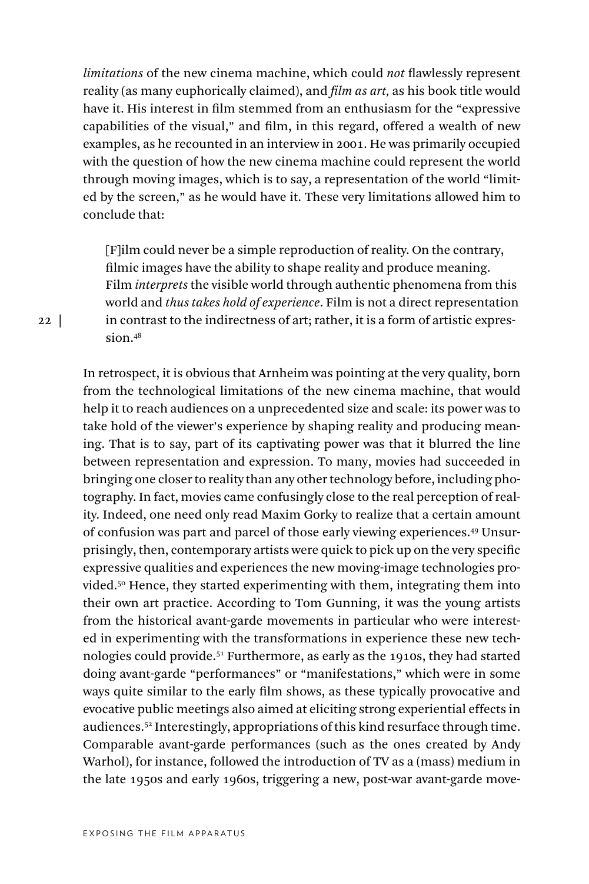*limitations* of the new cinema machine, which could *not* flawlessly represent reality (as many euphorically claimed), and *film as art,* as his book title would have it. His interest in film stemmed from an enthusiasm for the "expressive capabilities of the visual," and film, in this regard, offered a wealth of new examples, as he recounted in an interview in 2001. He was primarily occupied with the question of how the new cinema machine could represent the world through moving images, which is to say, a representation of the world "limited by the screen," as he would have it. These very limitations allowed him to conclude that:

> [F]ilm could never be a simple reproduction of reality. On the contrary, filmic images have the ability to shape reality and produce meaning. Film *interprets* the visible world through authentic phenomena from this world and *thus takes hold of experience*. Film is not a direct representation in contrast to the indirectness of art; rather, it is a form of artistic expression.[48]

In retrospect, it is obvious that Arnheim was pointing at the very quality, born from the technological limitations of the new cinema machine, that would help it to reach audiences on a unprecedented size and scale: its power was to take hold of the viewer's experience by shaping reality and producing meaning. That is to say, part of its captivating power was that it blurred the line between representation and expression. To many, movies had succeeded in bringing one closer to reality than any other technology before, including photography. In fact, movies came confusingly close to the real perception of reality. Indeed, one need only read Maxim Gorky to realize that a certain amount of confusion was part and parcel of those early viewing experiences.[49] Unsurprisingly, then, contemporary artists were quick to pick up on the very specific expressive qualities and experiences the new moving-image technologies provided.[50] Hence, they started experimenting with them, integrating them into their own art practice. According to Tom Gunning, it was the young artists from the historical avant-garde movements in particular who were interested in experimenting with the transformations in experience these new technologies could provide.[51] Furthermore, as early as the 1910s, they had started doing avant-garde "performances" or "manifestations," which were in some ways quite similar to the early film shows, as these typically provocative and evocative public meetings also aimed at eliciting strong experiential effects in audiences.[52] Interestingly, appropriations of this kind resurface through time. Comparable avant-garde performances (such as the ones created by Andy Warhol), for instance, followed the introduction of TV as a (mass) medium in the late 1950s and early 1960s, triggering a new, post-war avant-garde move-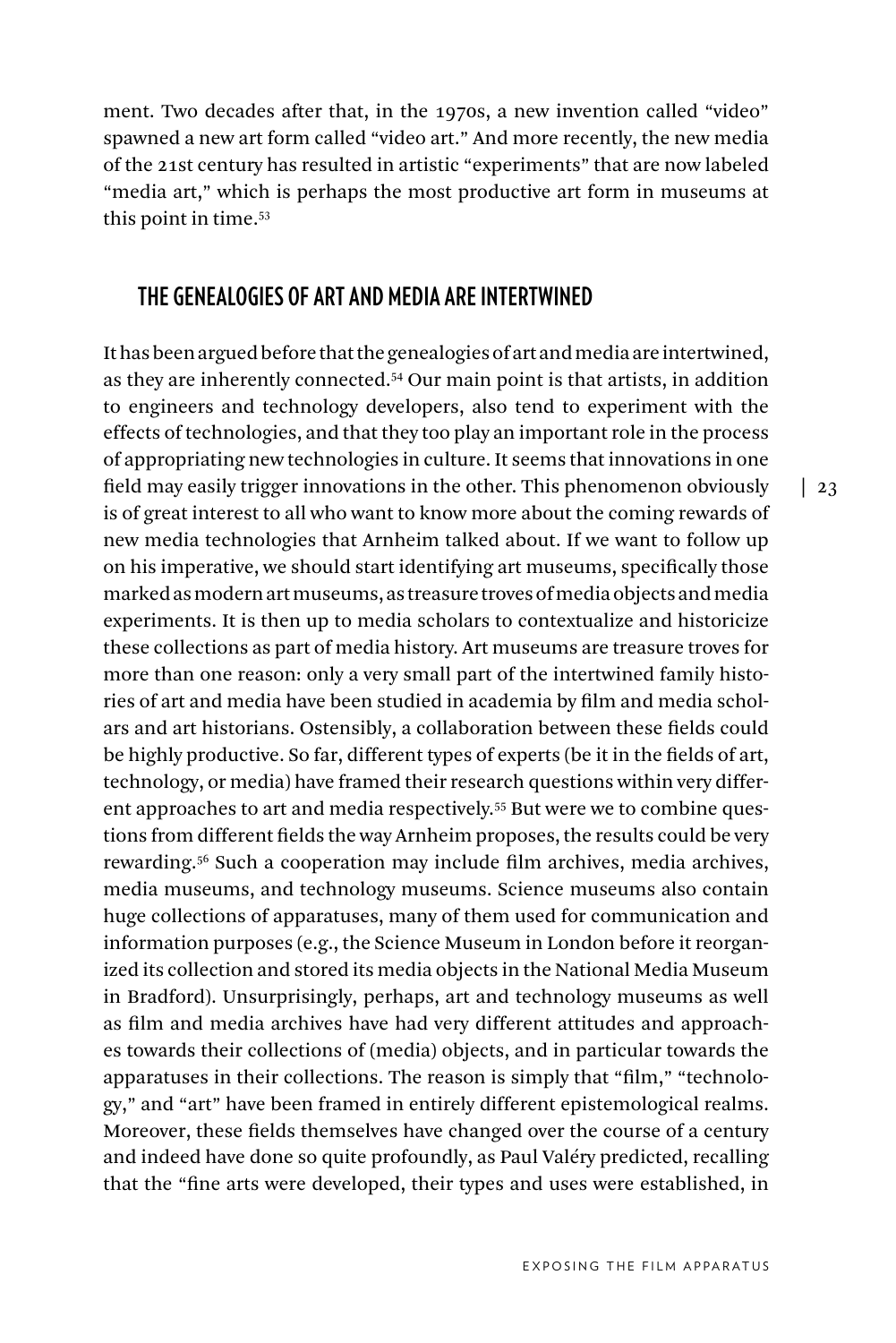ment. Two decades after that, in the 1970s, a new invention called "video" spawned a new art form called "video art." And more recently, the new media of the 21st century has resulted in artistic "experiments" that are now labeled "media art," which is perhaps the most productive art form in museums at this point in time.[53]

## THE GENEALOGIES OF ART AND MEDIA ARE INTERTWINED

It has been argued before that the genealogies of art and media are intertwined, as they are inherently connected.[54] Our main point is that artists, in addition to engineers and technology developers, also tend to experiment with the effects of technologies, and that they too play an important role in the process of appropriating new technologies in culture. It seems that innovations in one field may easily trigger innovations in the other. This phenomenon obviously is of great interest to all who want to know more about the coming rewards of new media technologies that Arnheim talked about. If we want to follow up on his imperative, we should start identifying art museums, specifically those marked as modern art museums, as treasure troves of media objects and media experiments. It is then up to media scholars to contextualize and historicize these collections as part of media history. Art museums are treasure troves for more than one reason: only a very small part of the intertwined family histories of art and media have been studied in academia by film and media scholars and art historians. Ostensibly, a collaboration between these fields could be highly productive. So far, different types of experts (be it in the fields of art, technology, or media) have framed their research questions within very different approaches to art and media respectively.[55] But were we to combine questions from different fields the way Arnheim proposes, the results could be very rewarding.[56] Such a cooperation may include film archives, media archives, media museums, and technology museums. Science museums also contain huge collections of apparatuses, many of them used for communication and information purposes (e.g., the Science Museum in London before it reorganized its collection and stored its media objects in the National Media Museum in Bradford). Unsurprisingly, perhaps, art and technology museums as well as film and media archives have had very different attitudes and approaches towards their collections of (media) objects, and in particular towards the apparatuses in their collections. The reason is simply that "film," "technology," and "art" have been framed in entirely different epistemological realms. Moreover, these fields themselves have changed over the course of a century and indeed have done so quite profoundly, as Paul Valéry predicted, recalling that the "fine arts were developed, their types and uses were established, in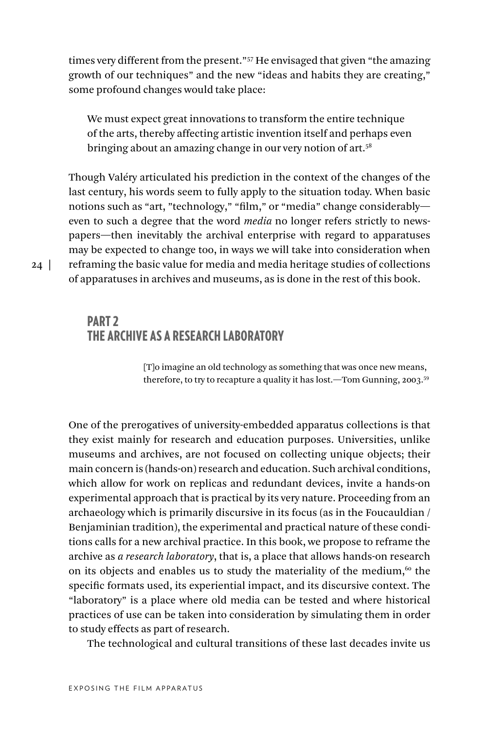times very different from the present."[57] He envisaged that given "the amazing growth of our techniques" and the new "ideas and habits they are creating," some profound changes would take place:

> We must expect great innovations to transform the entire technique of the arts, thereby affecting artistic invention itself and perhaps even bringing about an amazing change in our very notion of art.[58]

Though Valéry articulated his prediction in the context of the changes of the last century, his words seem to fully apply to the situation today. When basic notions such as "art, "technology," "film," or "media" change considerably—even to such a degree that the word *media* no longer refers strictly to newspapers—then inevitably the archival enterprise with regard to apparatuses may be expected to change too, in ways we will take into consideration when reframing the basic value for media and media heritage studies of collections of apparatuses in archives and museums, as is done in the rest of this book.

## PART 2
## THE ARCHIVE AS A RESEARCH LABORATORY

> [T]o imagine an old technology as something that was once new means, therefore, to try to recapture a quality it has lost.—Tom Gunning, 2003.[59]

One of the prerogatives of university-embedded apparatus collections is that they exist mainly for research and education purposes. Universities, unlike museums and archives, are not focused on collecting unique objects; their main concern is (hands-on) research and education. Such archival conditions, which allow for work on replicas and redundant devices, invite a hands-on experimental approach that is practical by its very nature. Proceeding from an archaeology which is primarily discursive in its focus (as in the Foucauldian / Benjaminian tradition), the experimental and practical nature of these conditions calls for a new archival practice. In this book, we propose to reframe the archive as *a research laboratory*, that is, a place that allows hands-on research on its objects and enables us to study the materiality of the medium,[60] the specific formats used, its experiential impact, and its discursive context. The "laboratory" is a place where old media can be tested and where historical practices of use can be taken into consideration by simulating them in order to study effects as part of research.

The technological and cultural transitions of these last decades invite us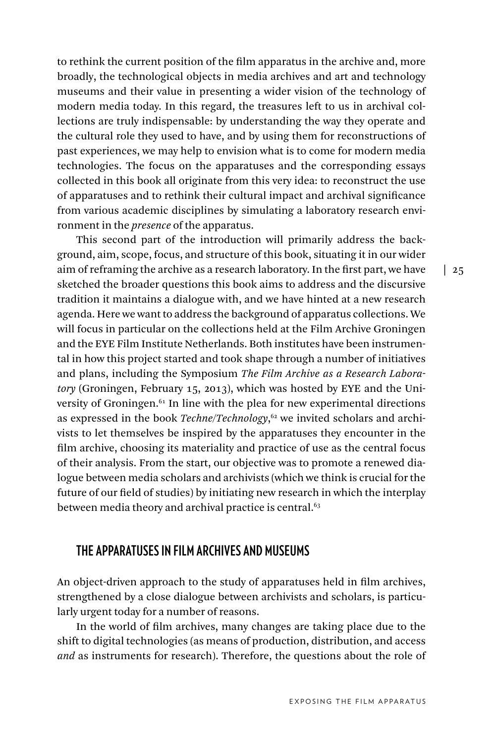to rethink the current position of the film apparatus in the archive and, more broadly, the technological objects in media archives and art and technology museums and their value in presenting a wider vision of the technology of modern media today. In this regard, the treasures left to us in archival collections are truly indispensable: by understanding the way they operate and the cultural role they used to have, and by using them for reconstructions of past experiences, we may help to envision what is to come for modern media technologies. The focus on the apparatuses and the corresponding essays collected in this book all originate from this very idea: to reconstruct the use of apparatuses and to rethink their cultural impact and archival significance from various academic disciplines by simulating a laboratory research environment in the *presence* of the apparatus.

This second part of the introduction will primarily address the background, aim, scope, focus, and structure of this book, situating it in our wider aim of reframing the archive as a research laboratory. In the first part, we have sketched the broader questions this book aims to address and the discursive tradition it maintains a dialogue with, and we have hinted at a new research agenda. Here we want to address the background of apparatus collections. We will focus in particular on the collections held at the Film Archive Groningen and the EYE Film Institute Netherlands. Both institutes have been instrumental in how this project started and took shape through a number of initiatives and plans, including the Symposium *The Film Archive as a Research Laboratory* (Groningen, February 15, 2013), which was hosted by EYE and the University of Groningen.[61] In line with the plea for new experimental directions as expressed in the book *Techne/Technology*,[62] we invited scholars and archivists to let themselves be inspired by the apparatuses they encounter in the film archive, choosing its materiality and practice of use as the central focus of their analysis. From the start, our objective was to promote a renewed dialogue between media scholars and archivists (which we think is crucial for the future of our field of studies) by initiating new research in which the interplay between media theory and archival practice is central.[63]

## THE APPARATUSES IN FILM ARCHIVES AND MUSEUMS

An object-driven approach to the study of apparatuses held in film archives, strengthened by a close dialogue between archivists and scholars, is particularly urgent today for a number of reasons.

In the world of film archives, many changes are taking place due to the shift to digital technologies (as means of production, distribution, and access *and* as instruments for research). Therefore, the questions about the role of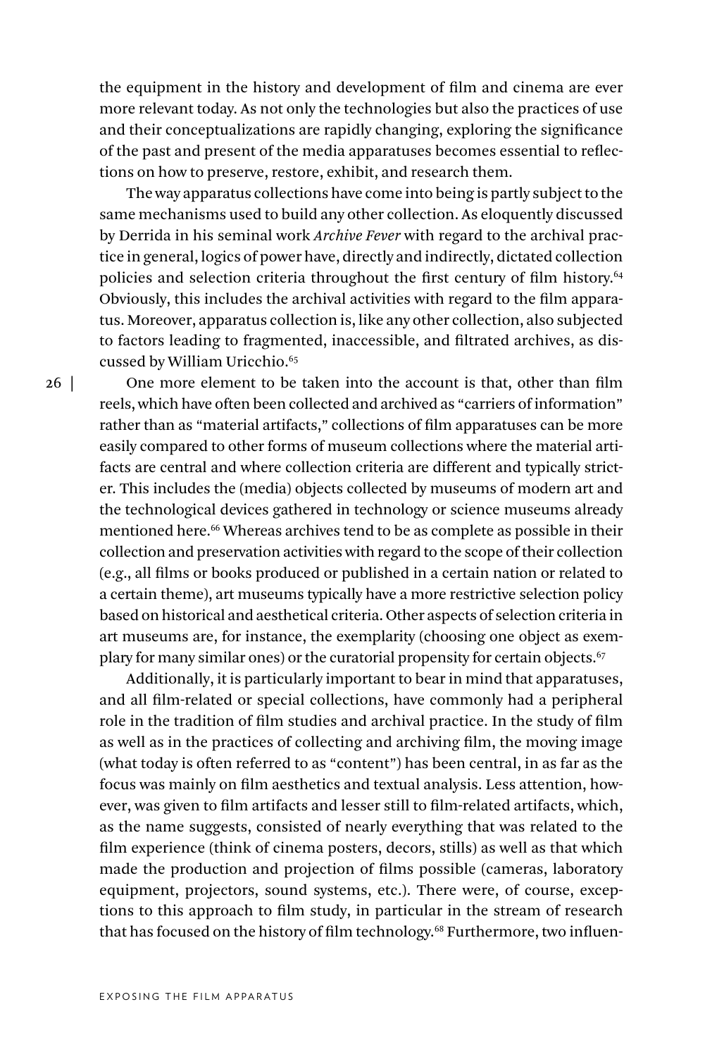the equipment in the history and development of film and cinema are ever more relevant today. As not only the technologies but also the practices of use and their conceptualizations are rapidly changing, exploring the significance of the past and present of the media apparatuses becomes essential to reflections on how to preserve, restore, exhibit, and research them.

The way apparatus collections have come into being is partly subject to the same mechanisms used to build any other collection. As eloquently discussed by Derrida in his seminal work *Archive Fever* with regard to the archival practice in general, logics of power have, directly and indirectly, dictated collection policies and selection criteria throughout the first century of film history.[64] Obviously, this includes the archival activities with regard to the film apparatus. Moreover, apparatus collection is, like any other collection, also subjected to factors leading to fragmented, inaccessible, and filtrated archives, as discussed by William Uricchio.[65]

One more element to be taken into the account is that, other than film reels, which have often been collected and archived as "carriers of information" rather than as "material artifacts," collections of film apparatuses can be more easily compared to other forms of museum collections where the material artifacts are central and where collection criteria are different and typically stricter. This includes the (media) objects collected by museums of modern art and the technological devices gathered in technology or science museums already mentioned here.[66] Whereas archives tend to be as complete as possible in their collection and preservation activities with regard to the scope of their collection (e.g., all films or books produced or published in a certain nation or related to a certain theme), art museums typically have a more restrictive selection policy based on historical and aesthetical criteria. Other aspects of selection criteria in art museums are, for instance, the exemplarity (choosing one object as exemplary for many similar ones) or the curatorial propensity for certain objects.[67]

Additionally, it is particularly important to bear in mind that apparatuses, and all film-related or special collections, have commonly had a peripheral role in the tradition of film studies and archival practice. In the study of film as well as in the practices of collecting and archiving film, the moving image (what today is often referred to as "content") has been central, in as far as the focus was mainly on film aesthetics and textual analysis. Less attention, however, was given to film artifacts and lesser still to film-related artifacts, which, as the name suggests, consisted of nearly everything that was related to the film experience (think of cinema posters, decors, stills) as well as that which made the production and projection of films possible (cameras, laboratory equipment, projectors, sound systems, etc.). There were, of course, exceptions to this approach to film study, in particular in the stream of research that has focused on the history of film technology.[68] Furthermore, two influen-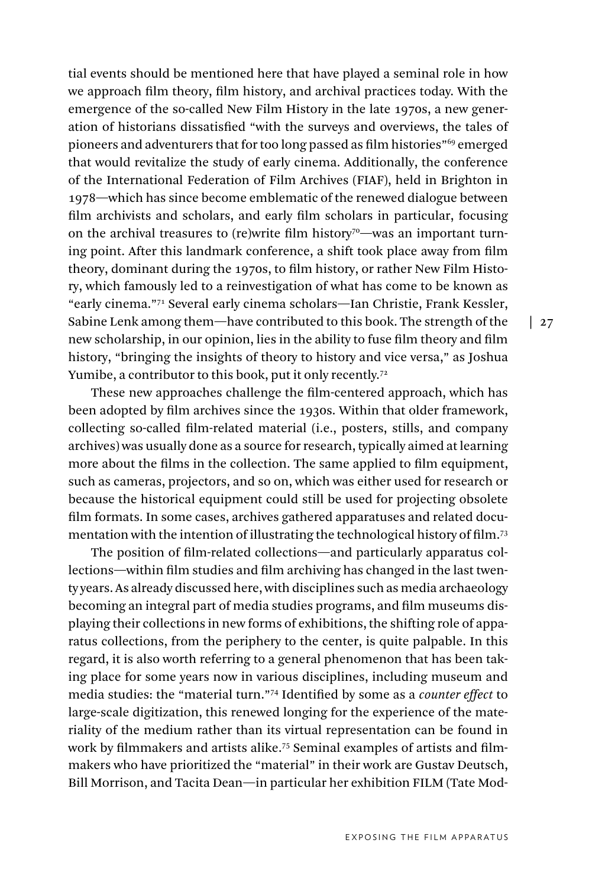tial events should be mentioned here that have played a seminal role in how we approach film theory, film history, and archival practices today. With the emergence of the so-called New Film History in the late 1970s, a new generation of historians dissatisfied "with the surveys and overviews, the tales of pioneers and adventurers that for too long passed as film histories"[69] emerged that would revitalize the study of early cinema. Additionally, the conference of the International Federation of Film Archives (FIAF), held in Brighton in 1978—which has since become emblematic of the renewed dialogue between film archivists and scholars, and early film scholars in particular, focusing on the archival treasures to (re)write film history[70]—was an important turning point. After this landmark conference, a shift took place away from film theory, dominant during the 1970s, to film history, or rather New Film History, which famously led to a reinvestigation of what has come to be known as "early cinema."[71] Several early cinema scholars—Ian Christie, Frank Kessler, Sabine Lenk among them—have contributed to this book. The strength of the new scholarship, in our opinion, lies in the ability to fuse film theory and film history, "bringing the insights of theory to history and vice versa," as Joshua Yumibe, a contributor to this book, put it only recently.[72]

These new approaches challenge the film-centered approach, which has been adopted by film archives since the 1930s. Within that older framework, collecting so-called film-related material (i.e., posters, stills, and company archives) was usually done as a source for research, typically aimed at learning more about the films in the collection. The same applied to film equipment, such as cameras, projectors, and so on, which was either used for research or because the historical equipment could still be used for projecting obsolete film formats. In some cases, archives gathered apparatuses and related documentation with the intention of illustrating the technological history of film.[73]

The position of film-related collections—and particularly apparatus collections—within film studies and film archiving has changed in the last twenty years. As already discussed here, with disciplines such as media archaeology becoming an integral part of media studies programs, and film museums displaying their collections in new forms of exhibitions, the shifting role of apparatus collections, from the periphery to the center, is quite palpable. In this regard, it is also worth referring to a general phenomenon that has been taking place for some years now in various disciplines, including museum and media studies: the "material turn."[74] Identified by some as a *counter effect* to large-scale digitization, this renewed longing for the experience of the materiality of the medium rather than its virtual representation can be found in work by filmmakers and artists alike.[75] Seminal examples of artists and filmmakers who have prioritized the "material" in their work are Gustav Deutsch, Bill Morrison, and Tacita Dean—in particular her exhibition FILM (Tate Mod-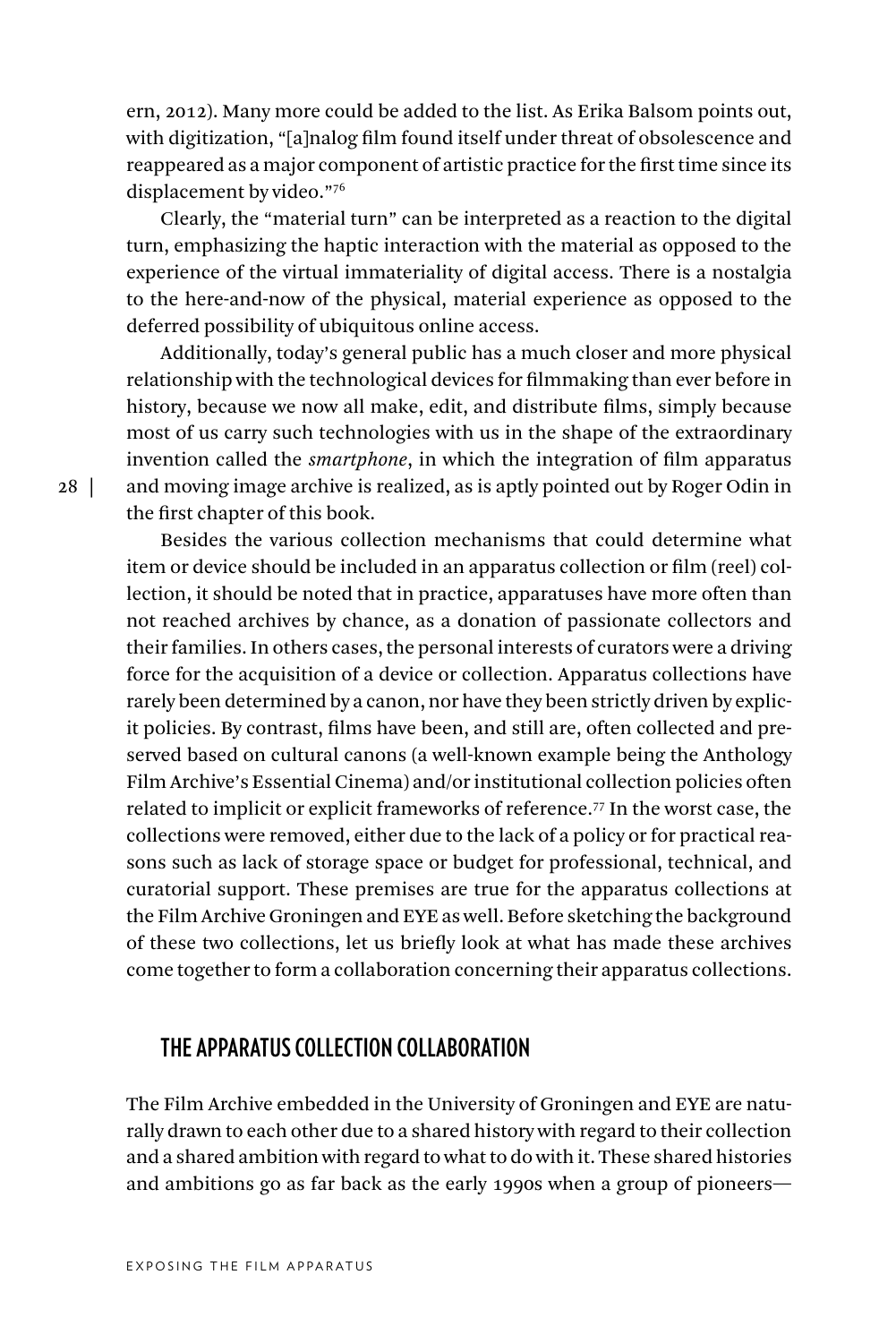ern, 2012). Many more could be added to the list. As Erika Balsom points out, with digitization, "[a]nalog film found itself under threat of obsolescence and reappeared as a major component of artistic practice for the first time since its displacement by video."[76]

Clearly, the "material turn" can be interpreted as a reaction to the digital turn, emphasizing the haptic interaction with the material as opposed to the experience of the virtual immateriality of digital access. There is a nostalgia to the here-and-now of the physical, material experience as opposed to the deferred possibility of ubiquitous online access.

Additionally, today's general public has a much closer and more physical relationship with the technological devices for filmmaking than ever before in history, because we now all make, edit, and distribute films, simply because most of us carry such technologies with us in the shape of the extraordinary invention called the *smartphone*, in which the integration of film apparatus and moving image archive is realized, as is aptly pointed out by Roger Odin in the first chapter of this book.

Besides the various collection mechanisms that could determine what item or device should be included in an apparatus collection or film (reel) collection, it should be noted that in practice, apparatuses have more often than not reached archives by chance, as a donation of passionate collectors and their families. In others cases, the personal interests of curators were a driving force for the acquisition of a device or collection. Apparatus collections have rarely been determined by a canon, nor have they been strictly driven by explicit policies. By contrast, films have been, and still are, often collected and preserved based on cultural canons (a well-known example being the Anthology Film Archive's Essential Cinema) and/or institutional collection policies often related to implicit or explicit frameworks of reference.[77] In the worst case, the collections were removed, either due to the lack of a policy or for practical reasons such as lack of storage space or budget for professional, technical, and curatorial support. These premises are true for the apparatus collections at the Film Archive Groningen and EYE as well. Before sketching the background of these two collections, let us briefly look at what has made these archives come together to form a collaboration concerning their apparatus collections.

## THE APPARATUS COLLECTION COLLABORATION

The Film Archive embedded in the University of Groningen and EYE are naturally drawn to each other due to a shared history with regard to their collection and a shared ambition with regard to what to do with it. These shared histories and ambitions go as far back as the early 1990s when a group of pioneers—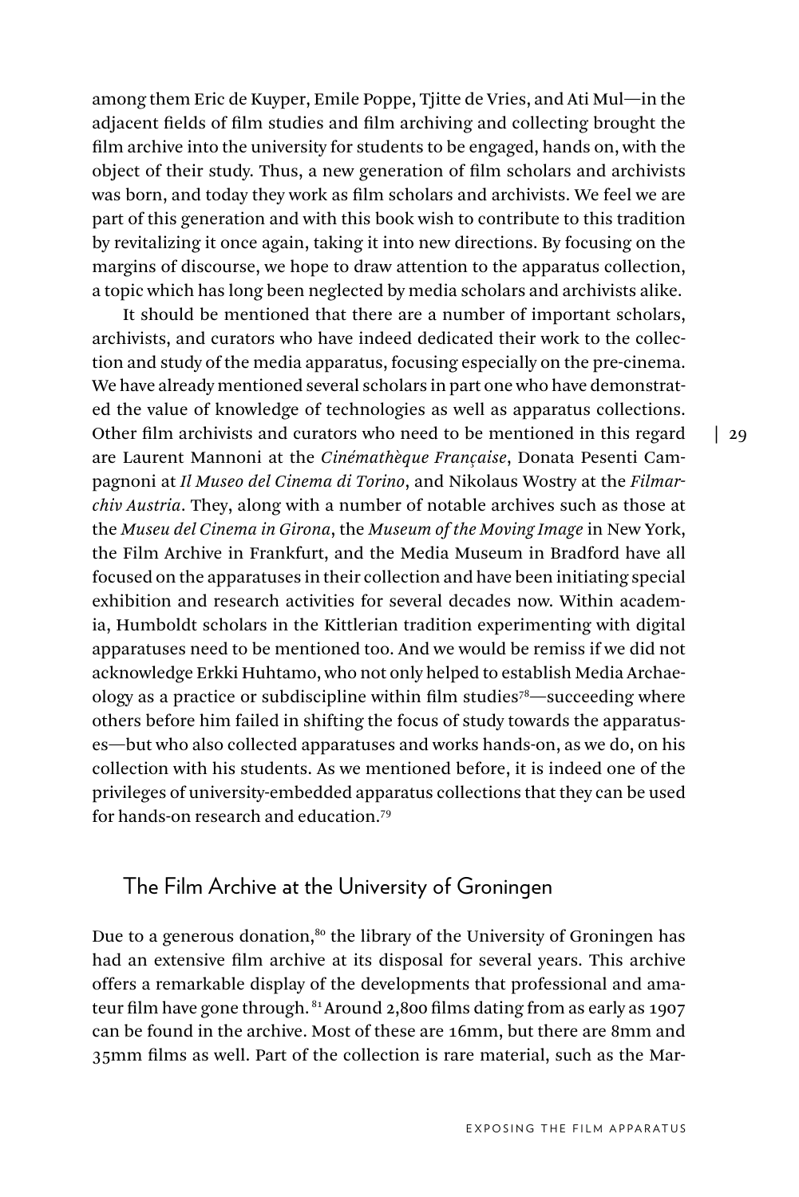among them Eric de Kuyper, Emile Poppe, Tjitte de Vries, and Ati Mul—in the adjacent fields of film studies and film archiving and collecting brought the film archive into the university for students to be engaged, hands on, with the object of their study. Thus, a new generation of film scholars and archivists was born, and today they work as film scholars and archivists. We feel we are part of this generation and with this book wish to contribute to this tradition by revitalizing it once again, taking it into new directions. By focusing on the margins of discourse, we hope to draw attention to the apparatus collection, a topic which has long been neglected by media scholars and archivists alike.

It should be mentioned that there are a number of important scholars, archivists, and curators who have indeed dedicated their work to the collection and study of the media apparatus, focusing especially on the pre-cinema. We have already mentioned several scholars in part one who have demonstrated the value of knowledge of technologies as well as apparatus collections. Other film archivists and curators who need to be mentioned in this regard are Laurent Mannoni at the *Cinémathèque Française*, Donata Pesenti Campagnoni at *Il Museo del Cinema di Torino*, and Nikolaus Wostry at the *Filmarchiv Austria*. They, along with a number of notable archives such as those at the *Museu del Cinema in Girona*, the *Museum of the Moving Image* in New York, the Film Archive in Frankfurt, and the Media Museum in Bradford have all focused on the apparatuses in their collection and have been initiating special exhibition and research activities for several decades now. Within academia, Humboldt scholars in the Kittlerian tradition experimenting with digital apparatuses need to be mentioned too. And we would be remiss if we did not acknowledge Erkki Huhtamo, who not only helped to establish Media Archaeology as a practice or subdiscipline within film studies[78]—succeeding where others before him failed in shifting the focus of study towards the apparatuses—but who also collected apparatuses and works hands-on, as we do, on his collection with his students. As we mentioned before, it is indeed one of the privileges of university-embedded apparatus collections that they can be used for hands-on research and education.[79]

## The Film Archive at the University of Groningen

Due to a generous donation,[80] the library of the University of Groningen has had an extensive film archive at its disposal for several years. This archive offers a remarkable display of the developments that professional and amateur film have gone through.[81] Around 2,800 films dating from as early as 1907 can be found in the archive. Most of these are 16mm, but there are 8mm and 35mm films as well. Part of the collection is rare material, such as the Mar-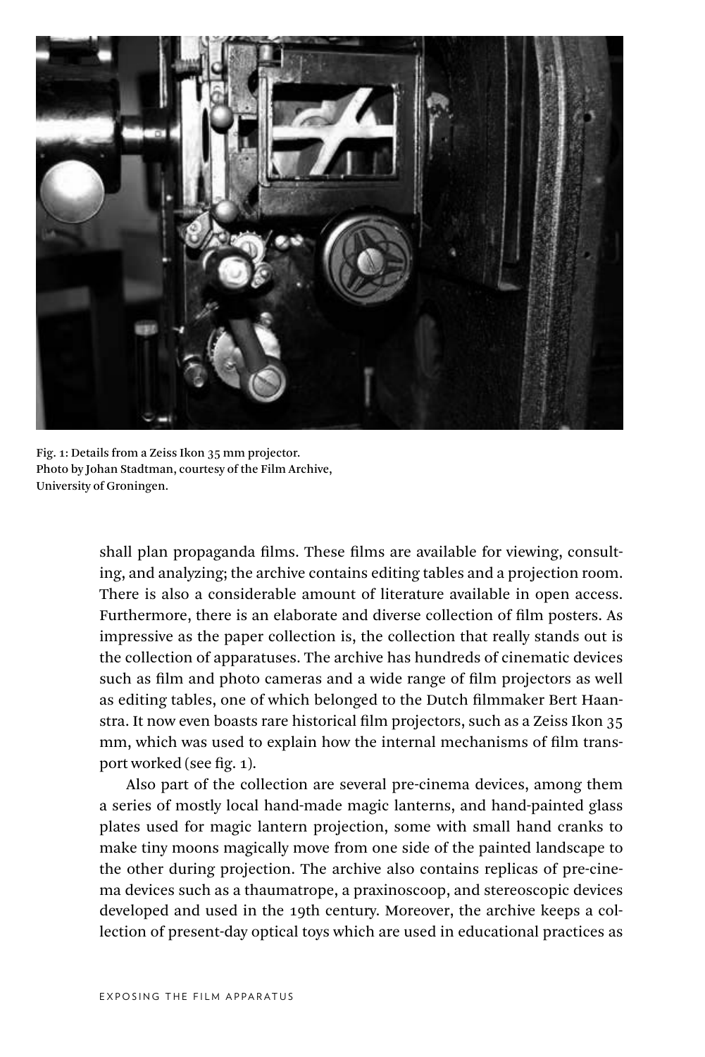Fig. 1: Details from a Zeiss Ikon 35 mm projector.
Photo by Johan Stadtman, courtesy of the Film Archive, University of Groningen.

shall plan propaganda films. These films are available for viewing, consulting, and analyzing; the archive contains editing tables and a projection room. There is also a considerable amount of literature available in open access. Furthermore, there is an elaborate and diverse collection of film posters. As impressive as the paper collection is, the collection that really stands out is the collection of apparatuses. The archive has hundreds of cinematic devices such as film and photo cameras and a wide range of film projectors as well as editing tables, one of which belonged to the Dutch filmmaker Bert Haanstra. It now even boasts rare historical film projectors, such as a Zeiss Ikon 35 mm, which was used to explain how the internal mechanisms of film transport worked (see fig. 1).

Also part of the collection are several pre-cinema devices, among them a series of mostly local hand-made magic lanterns, and hand-painted glass plates used for magic lantern projection, some with small hand cranks to make tiny moons magically move from one side of the painted landscape to the other during projection. The archive also contains replicas of pre-cinema devices such as a thaumatrope, a praxinoscoop, and stereoscopic devices developed and used in the 19th century. Moreover, the archive keeps a collection of present-day optical toys which are used in educational practices as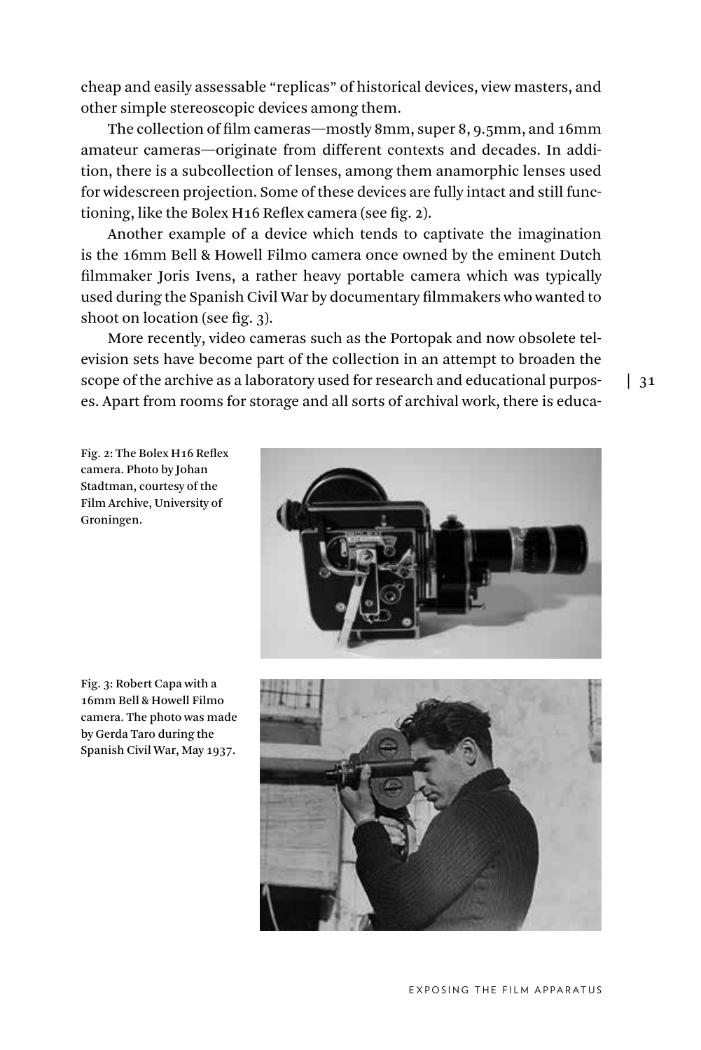cheap and easily assessable "replicas" of historical devices, view masters, and other simple stereoscopic devices among them.

The collection of film cameras—mostly 8mm, super 8, 9.5mm, and 16mm amateur cameras—originate from different contexts and decades. In addition, there is a subcollection of lenses, among them anamorphic lenses used for widescreen projection. Some of these devices are fully intact and still functioning, like the Bolex H16 Reflex camera (see fig. 2).

Another example of a device which tends to captivate the imagination is the 16mm Bell & Howell Filmo camera once owned by the eminent Dutch filmmaker Joris Ivens, a rather heavy portable camera which was typically used during the Spanish Civil War by documentary filmmakers who wanted to shoot on location (see fig. 3).

More recently, video cameras such as the Portopak and now obsolete television sets have become part of the collection in an attempt to broaden the scope of the archive as a laboratory used for research and educational purposes. Apart from rooms for storage and all sorts of archival work, there is educa-

Fig. 2: The Bolex H16 Reflex camera. Photo by Johan Stadtman, courtesy of the Film Archive, University of Groningen.

Fig. 3: Robert Capa with a 16mm Bell & Howell Filmo camera. The photo was made by Gerda Taro during the Spanish Civil War, May 1937.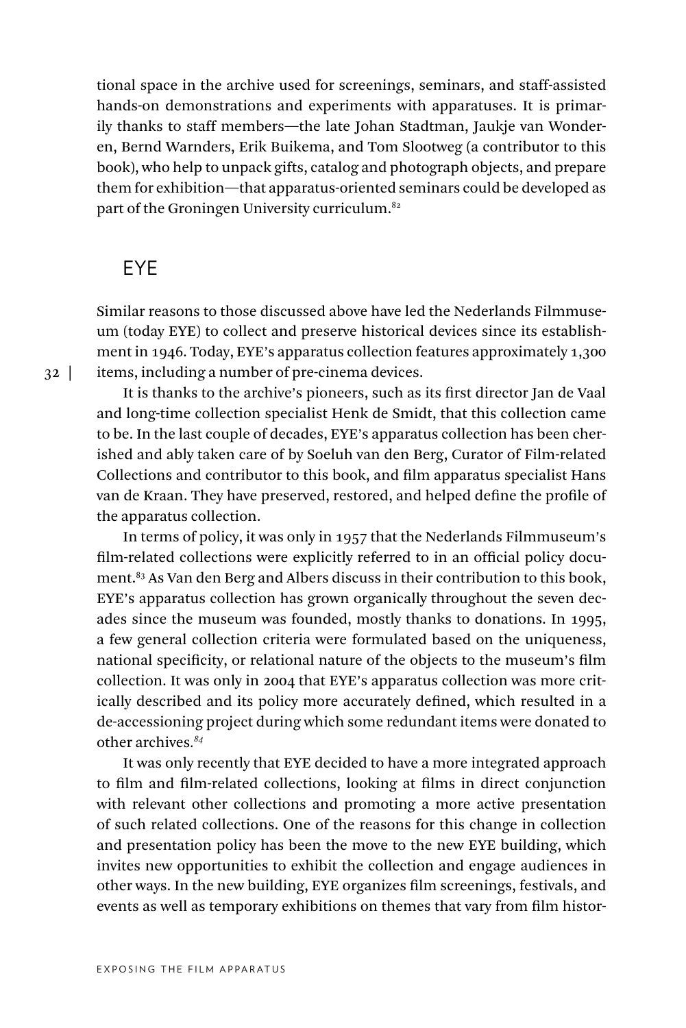tional space in the archive used for screenings, seminars, and staff-assisted hands-on demonstrations and experiments with apparatuses. It is primarily thanks to staff members—the late Johan Stadtman, Jaukje van Wonderen, Bernd Warnders, Erik Buikema, and Tom Slootweg (a contributor to this book), who help to unpack gifts, catalog and photograph objects, and prepare them for exhibition—that apparatus-oriented seminars could be developed as part of the Groningen University curriculum.[82]

## EYE

Similar reasons to those discussed above have led the Nederlands Filmmuseum (today EYE) to collect and preserve historical devices since its establishment in 1946. Today, EYE's apparatus collection features approximately 1,300 items, including a number of pre-cinema devices.

It is thanks to the archive's pioneers, such as its first director Jan de Vaal and long-time collection specialist Henk de Smidt, that this collection came to be. In the last couple of decades, EYE's apparatus collection has been cherished and ably taken care of by Soeluh van den Berg, Curator of Film-related Collections and contributor to this book, and film apparatus specialist Hans van de Kraan. They have preserved, restored, and helped define the profile of the apparatus collection.

In terms of policy, it was only in 1957 that the Nederlands Filmmuseum's film-related collections were explicitly referred to in an official policy document.[83] As Van den Berg and Albers discuss in their contribution to this book, EYE's apparatus collection has grown organically throughout the seven decades since the museum was founded, mostly thanks to donations. In 1995, a few general collection criteria were formulated based on the uniqueness, national specificity, or relational nature of the objects to the museum's film collection. It was only in 2004 that EYE's apparatus collection was more critically described and its policy more accurately defined, which resulted in a de-accessioning project during which some redundant items were donated to other archives.[84]

It was only recently that EYE decided to have a more integrated approach to film and film-related collections, looking at films in direct conjunction with relevant other collections and promoting a more active presentation of such related collections. One of the reasons for this change in collection and presentation policy has been the move to the new EYE building, which invites new opportunities to exhibit the collection and engage audiences in other ways. In the new building, EYE organizes film screenings, festivals, and events as well as temporary exhibitions on themes that vary from film histor-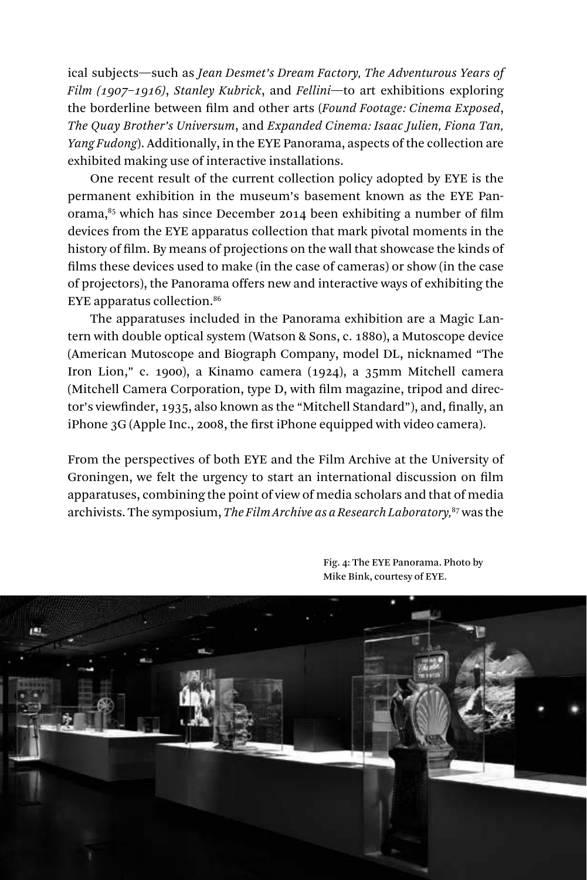ical subjects—such as *Jean Desmet's Dream Factory, The Adventurous Years of Film (1907–1916)*, *Stanley Kubrick*, and *Fellini*—to art exhibitions exploring the borderline between film and other arts (*Found Footage: Cinema Exposed*, *The Quay Brother's Universum*, and *Expanded Cinema: Isaac Julien, Fiona Tan, Yang Fudong*). Additionally, in the EYE Panorama, aspects of the collection are exhibited making use of interactive installations.

One recent result of the current collection policy adopted by EYE is the permanent exhibition in the museum's basement known as the EYE Panorama,[85] which has since December 2014 been exhibiting a number of film devices from the EYE apparatus collection that mark pivotal moments in the history of film. By means of projections on the wall that showcase the kinds of films these devices used to make (in the case of cameras) or show (in the case of projectors), the Panorama offers new and interactive ways of exhibiting the EYE apparatus collection.[86]

The apparatuses included in the Panorama exhibition are a Magic Lantern with double optical system (Watson & Sons, c. 1880), a Mutoscope device (American Mutoscope and Biograph Company, model DL, nicknamed "The Iron Lion," c. 1900), a Kinamo camera (1924), a 35mm Mitchell camera (Mitchell Camera Corporation, type D, with film magazine, tripod and director's viewfinder, 1935, also known as the "Mitchell Standard"), and, finally, an iPhone 3G (Apple Inc., 2008, the first iPhone equipped with video camera).

From the perspectives of both EYE and the Film Archive at the University of Groningen, we felt the urgency to start an international discussion on film apparatuses, combining the point of view of media scholars and that of media archivists. The symposium, *The Film Archive as a Research Laboratory,*[87] was the

Fig. 4: The EYE Panorama. Photo by Mike Bink, courtesy of EYE.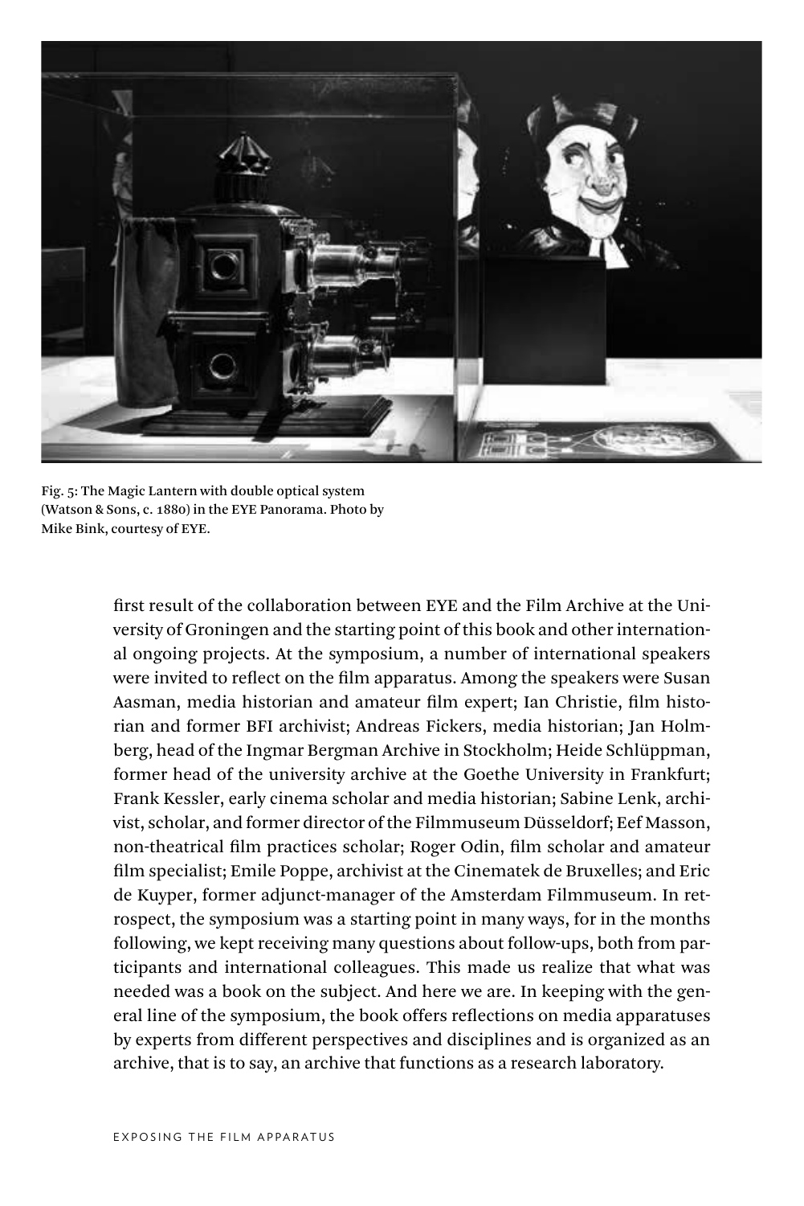Fig. 5: The Magic Lantern with double optical system (Watson & Sons, c. 1880) in the EYE Panorama. Photo by Mike Bink, courtesy of EYE.

first result of the collaboration between EYE and the Film Archive at the University of Groningen and the starting point of this book and other international ongoing projects. At the symposium, a number of international speakers were invited to reflect on the film apparatus. Among the speakers were Susan Aasman, media historian and amateur film expert; Ian Christie, film historian and former BFI archivist; Andreas Fickers, media historian; Jan Holmberg, head of the Ingmar Bergman Archive in Stockholm; Heide Schlüppman, former head of the university archive at the Goethe University in Frankfurt; Frank Kessler, early cinema scholar and media historian; Sabine Lenk, archivist, scholar, and former director of the Filmmuseum Düsseldorf; Eef Masson, non-theatrical film practices scholar; Roger Odin, film scholar and amateur film specialist; Emile Poppe, archivist at the Cinematek de Bruxelles; and Eric de Kuyper, former adjunct-manager of the Amsterdam Filmmuseum. In retrospect, the symposium was a starting point in many ways, for in the months following, we kept receiving many questions about follow-ups, both from participants and international colleagues. This made us realize that what was needed was a book on the subject. And here we are. In keeping with the general line of the symposium, the book offers reflections on media apparatuses by experts from different perspectives and disciplines and is organized as an archive, that is to say, an archive that functions as a research laboratory.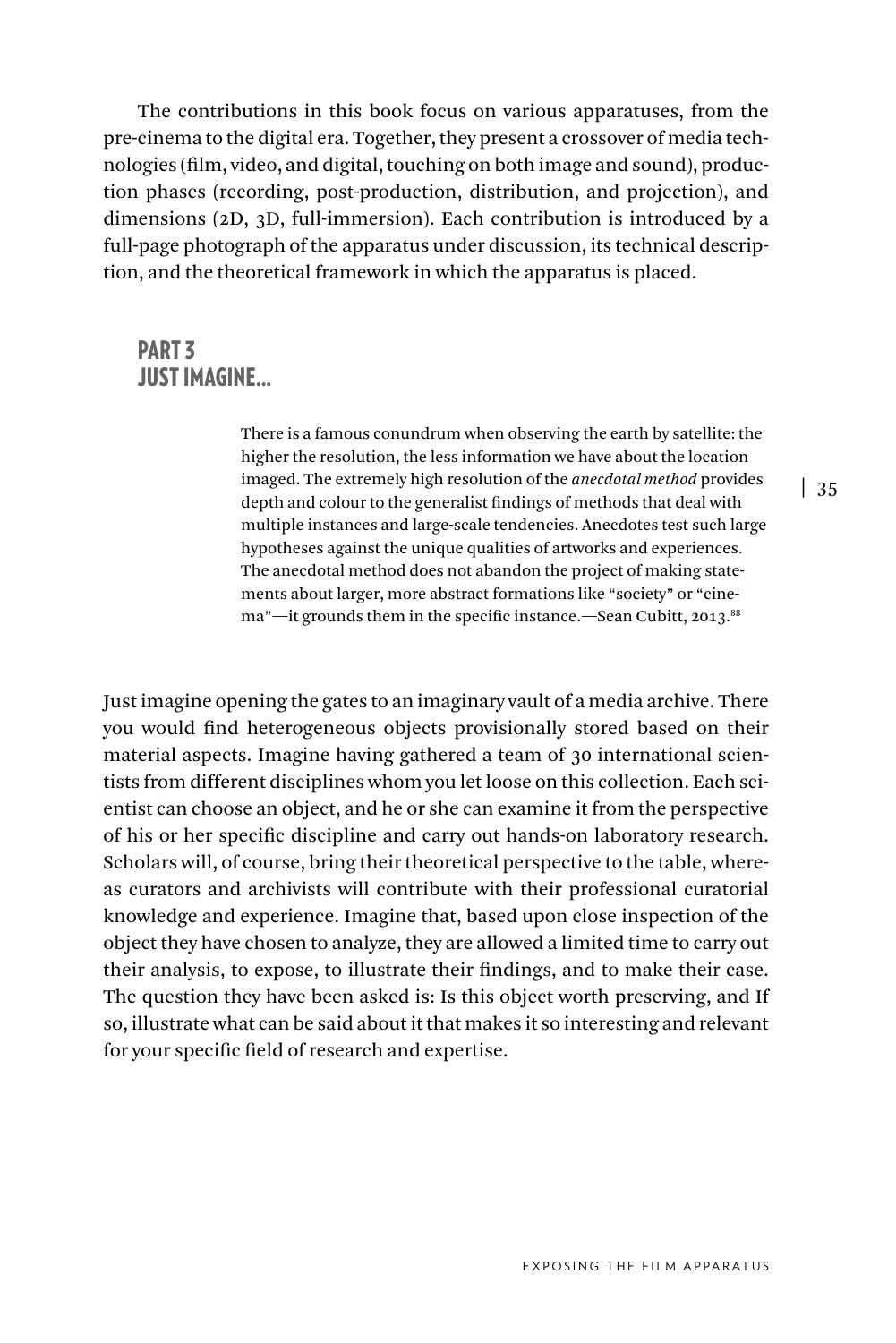The contributions in this book focus on various apparatuses, from the pre-cinema to the digital era. Together, they present a crossover of media technologies (film, video, and digital, touching on both image and sound), production phases (recording, post-production, distribution, and projection), and dimensions (2D, 3D, full-immersion). Each contribution is introduced by a full-page photograph of the apparatus under discussion, its technical description, and the theoretical framework in which the apparatus is placed.

## PART 3
## JUST IMAGINE...

> There is a famous conundrum when observing the earth by satellite: the higher the resolution, the less information we have about the location imaged. The extremely high resolution of the *anecdotal method* provides depth and colour to the generalist findings of methods that deal with multiple instances and large-scale tendencies. Anecdotes test such large hypotheses against the unique qualities of artworks and experiences. The anecdotal method does not abandon the project of making statements about larger, more abstract formations like "society" or "cinema"—it grounds them in the specific instance.—Sean Cubitt, 2013.[88]

Just imagine opening the gates to an imaginary vault of a media archive. There you would find heterogeneous objects provisionally stored based on their material aspects. Imagine having gathered a team of 30 international scientists from different disciplines whom you let loose on this collection. Each scientist can choose an object, and he or she can examine it from the perspective of his or her specific discipline and carry out hands-on laboratory research. Scholars will, of course, bring their theoretical perspective to the table, whereas curators and archivists will contribute with their professional curatorial knowledge and experience. Imagine that, based upon close inspection of the object they have chosen to analyze, they are allowed a limited time to carry out their analysis, to expose, to illustrate their findings, and to make their case. The question they have been asked is: Is this object worth preserving, and If so, illustrate what can be said about it that makes it so interesting and relevant for your specific field of research and expertise.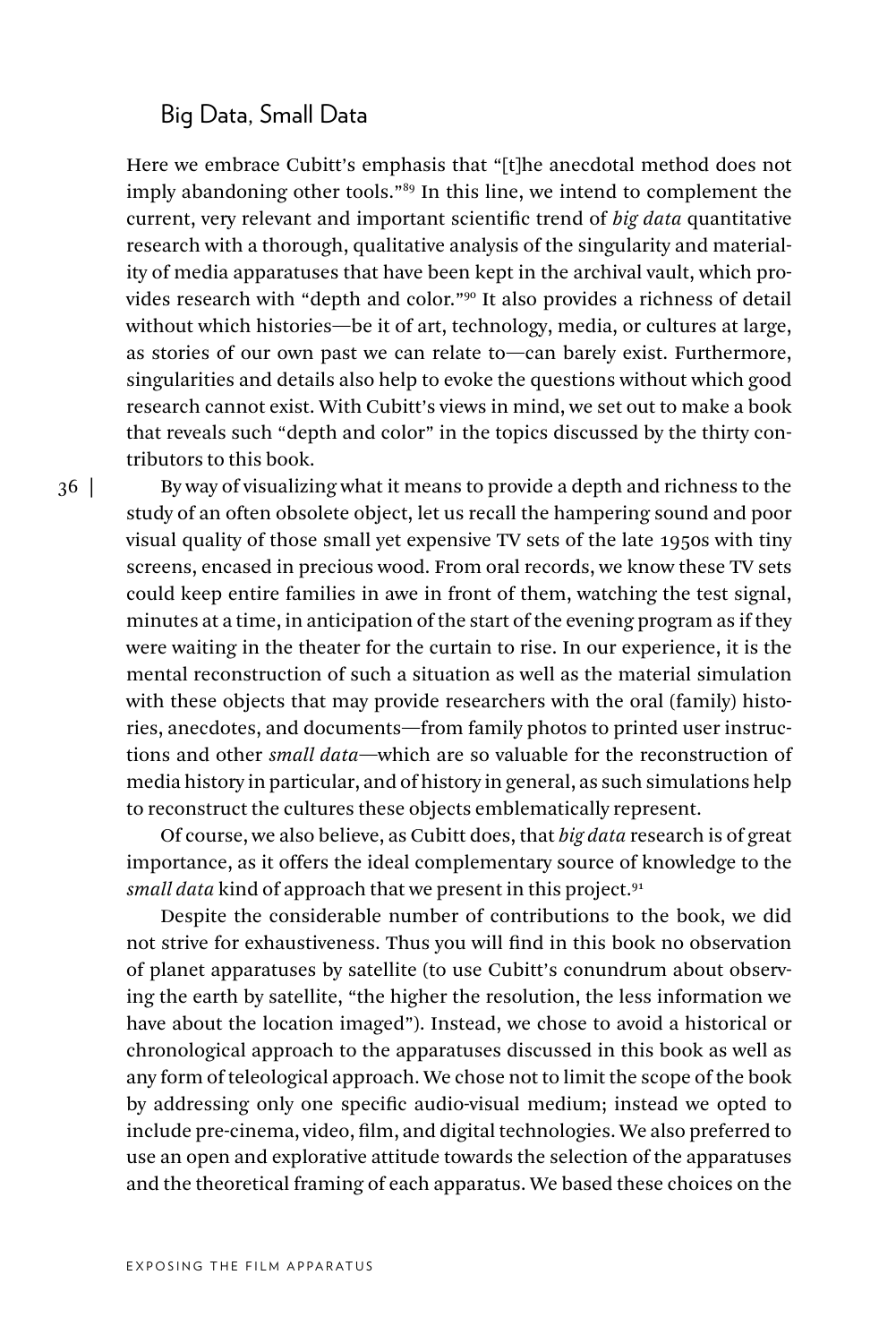## Big Data, Small Data

Here we embrace Cubitt's emphasis that "[t]he anecdotal method does not imply abandoning other tools."[89] In this line, we intend to complement the current, very relevant and important scientific trend of *big data* quantitative research with a thorough, qualitative analysis of the singularity and materiality of media apparatuses that have been kept in the archival vault, which provides research with "depth and color."[90] It also provides a richness of detail without which histories—be it of art, technology, media, or cultures at large, as stories of our own past we can relate to—can barely exist. Furthermore, singularities and details also help to evoke the questions without which good research cannot exist. With Cubitt's views in mind, we set out to make a book that reveals such "depth and color" in the topics discussed by the thirty contributors to this book.

By way of visualizing what it means to provide a depth and richness to the study of an often obsolete object, let us recall the hampering sound and poor visual quality of those small yet expensive TV sets of the late 1950s with tiny screens, encased in precious wood. From oral records, we know these TV sets could keep entire families in awe in front of them, watching the test signal, minutes at a time, in anticipation of the start of the evening program as if they were waiting in the theater for the curtain to rise. In our experience, it is the mental reconstruction of such a situation as well as the material simulation with these objects that may provide researchers with the oral (family) histories, anecdotes, and documents—from family photos to printed user instructions and other *small data*—which are so valuable for the reconstruction of media history in particular, and of history in general, as such simulations help to reconstruct the cultures these objects emblematically represent.

Of course, we also believe, as Cubitt does, that *big data* research is of great importance, as it offers the ideal complementary source of knowledge to the *small data* kind of approach that we present in this project.[91]

Despite the considerable number of contributions to the book, we did not strive for exhaustiveness. Thus you will find in this book no observation of planet apparatuses by satellite (to use Cubitt's conundrum about observing the earth by satellite, "the higher the resolution, the less information we have about the location imaged"). Instead, we chose to avoid a historical or chronological approach to the apparatuses discussed in this book as well as any form of teleological approach. We chose not to limit the scope of the book by addressing only one specific audio-visual medium; instead we opted to include pre-cinema, video, film, and digital technologies. We also preferred to use an open and explorative attitude towards the selection of the apparatuses and the theoretical framing of each apparatus. We based these choices on the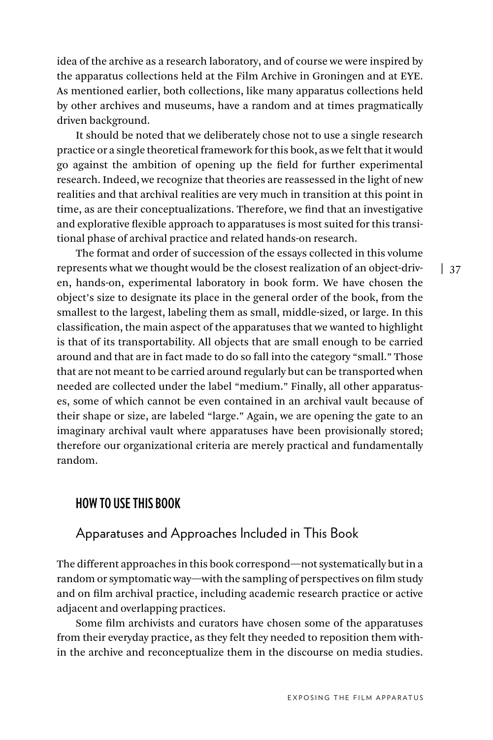idea of the archive as a research laboratory, and of course we were inspired by the apparatus collections held at the Film Archive in Groningen and at EYE. As mentioned earlier, both collections, like many apparatus collections held by other archives and museums, have a random and at times pragmatically driven background.

It should be noted that we deliberately chose not to use a single research practice or a single theoretical framework for this book, as we felt that it would go against the ambition of opening up the field for further experimental research. Indeed, we recognize that theories are reassessed in the light of new realities and that archival realities are very much in transition at this point in time, as are their conceptualizations. Therefore, we find that an investigative and explorative flexible approach to apparatuses is most suited for this transitional phase of archival practice and related hands-on research.

The format and order of succession of the essays collected in this volume represents what we thought would be the closest realization of an object-driven, hands-on, experimental laboratory in book form. We have chosen the object's size to designate its place in the general order of the book, from the smallest to the largest, labeling them as small, middle-sized, or large. In this classification, the main aspect of the apparatuses that we wanted to highlight is that of its transportability. All objects that are small enough to be carried around and that are in fact made to do so fall into the category "small." Those that are not meant to be carried around regularly but can be transported when needed are collected under the label "medium." Finally, all other apparatuses, some of which cannot be even contained in an archival vault because of their shape or size, are labeled "large." Again, we are opening the gate to an imaginary archival vault where apparatuses have been provisionally stored; therefore our organizational criteria are merely practical and fundamentally random.

## HOW TO USE THIS BOOK

### Apparatuses and Approaches Included in This Book

The different approaches in this book correspond—not systematically but in a random or symptomatic way—with the sampling of perspectives on film study and on film archival practice, including academic research practice or active adjacent and overlapping practices.

Some film archivists and curators have chosen some of the apparatuses from their everyday practice, as they felt they needed to reposition them within the archive and reconceptualize them in the discourse on media studies.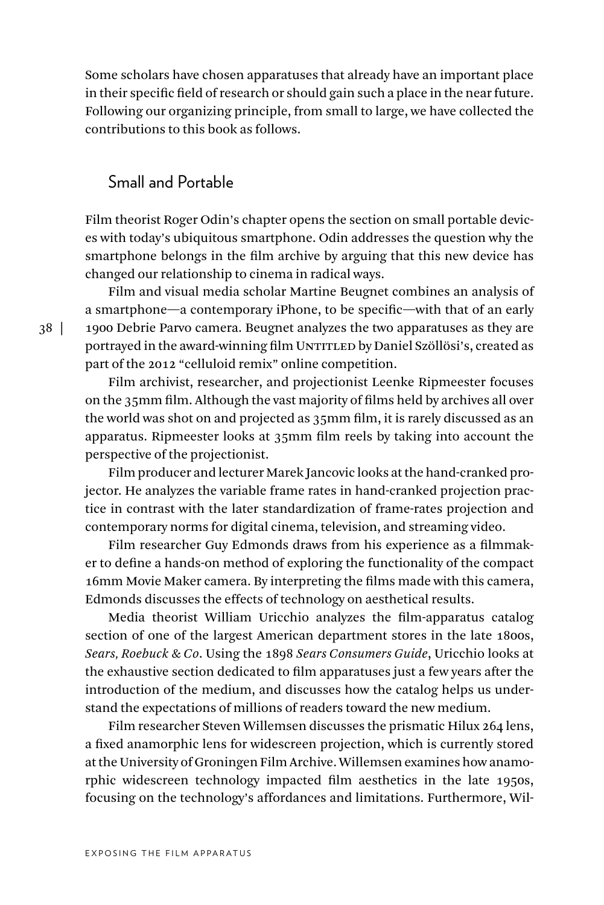Some scholars have chosen apparatuses that already have an important place in their specific field of research or should gain such a place in the near future. Following our organizing principle, from small to large, we have collected the contributions to this book as follows.

## Small and Portable

Film theorist Roger Odin's chapter opens the section on small portable devices with today's ubiquitous smartphone. Odin addresses the question why the smartphone belongs in the film archive by arguing that this new device has changed our relationship to cinema in radical ways.

Film and visual media scholar Martine Beugnet combines an analysis of a smartphone—a contemporary iPhone, to be specific—with that of an early 1900 Debrie Parvo camera. Beugnet analyzes the two apparatuses as they are portrayed in the award-winning film UNTITLED by Daniel Szöllösi's, created as part of the 2012 "celluloid remix" online competition.

Film archivist, researcher, and projectionist Leenke Ripmeester focuses on the 35mm film. Although the vast majority of films held by archives all over the world was shot on and projected as 35mm film, it is rarely discussed as an apparatus. Ripmeester looks at 35mm film reels by taking into account the perspective of the projectionist.

Film producer and lecturer Marek Jancovic looks at the hand-cranked projector. He analyzes the variable frame rates in hand-cranked projection practice in contrast with the later standardization of frame-rates projection and contemporary norms for digital cinema, television, and streaming video.

Film researcher Guy Edmonds draws from his experience as a filmmaker to define a hands-on method of exploring the functionality of the compact 16mm Movie Maker camera. By interpreting the films made with this camera, Edmonds discusses the effects of technology on aesthetical results.

Media theorist William Uricchio analyzes the film-apparatus catalog section of one of the largest American department stores in the late 1800s, *Sears, Roebuck & Co*. Using the 1898 *Sears Consumers Guide*, Uricchio looks at the exhaustive section dedicated to film apparatuses just a few years after the introduction of the medium, and discusses how the catalog helps us understand the expectations of millions of readers toward the new medium.

Film researcher Steven Willemsen discusses the prismatic Hilux 264 lens, a fixed anamorphic lens for widescreen projection, which is currently stored at the University of Groningen Film Archive. Willemsen examines how anamorphic widescreen technology impacted film aesthetics in the late 1950s, focusing on the technology's affordances and limitations. Furthermore, Wil-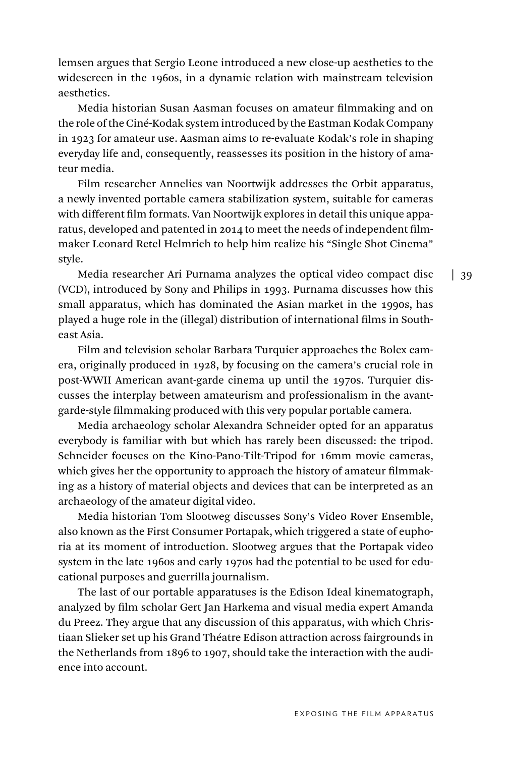lemsen argues that Sergio Leone introduced a new close-up aesthetics to the widescreen in the 1960s, in a dynamic relation with mainstream television aesthetics.

Media historian Susan Aasman focuses on amateur filmmaking and on the role of the Ciné-Kodak system introduced by the Eastman Kodak Company in 1923 for amateur use. Aasman aims to re-evaluate Kodak's role in shaping everyday life and, consequently, reassesses its position in the history of amateur media.

Film researcher Annelies van Noortwijk addresses the Orbit apparatus, a newly invented portable camera stabilization system, suitable for cameras with different film formats. Van Noortwijk explores in detail this unique apparatus, developed and patented in 2014 to meet the needs of independent filmmaker Leonard Retel Helmrich to help him realize his "Single Shot Cinema" style.

Media researcher Ari Purnama analyzes the optical video compact disc (VCD), introduced by Sony and Philips in 1993. Purnama discusses how this small apparatus, which has dominated the Asian market in the 1990s, has played a huge role in the (illegal) distribution of international films in Southeast Asia.

Film and television scholar Barbara Turquier approaches the Bolex camera, originally produced in 1928, by focusing on the camera's crucial role in post-WWII American avant-garde cinema up until the 1970s. Turquier discusses the interplay between amateurism and professionalism in the avant-garde-style filmmaking produced with this very popular portable camera.

Media archaeology scholar Alexandra Schneider opted for an apparatus everybody is familiar with but which has rarely been discussed: the tripod. Schneider focuses on the Kino-Pano-Tilt-Tripod for 16mm movie cameras, which gives her the opportunity to approach the history of amateur filmmaking as a history of material objects and devices that can be interpreted as an archaeology of the amateur digital video.

Media historian Tom Slootweg discusses Sony's Video Rover Ensemble, also known as the First Consumer Portapak, which triggered a state of euphoria at its moment of introduction. Slootweg argues that the Portapak video system in the late 1960s and early 1970s had the potential to be used for educational purposes and guerrilla journalism.

The last of our portable apparatuses is the Edison Ideal kinematograph, analyzed by film scholar Gert Jan Harkema and visual media expert Amanda du Preez. They argue that any discussion of this apparatus, with which Christiaan Slieker set up his Grand Théatre Edison attraction across fairgrounds in the Netherlands from 1896 to 1907, should take the interaction with the audience into account.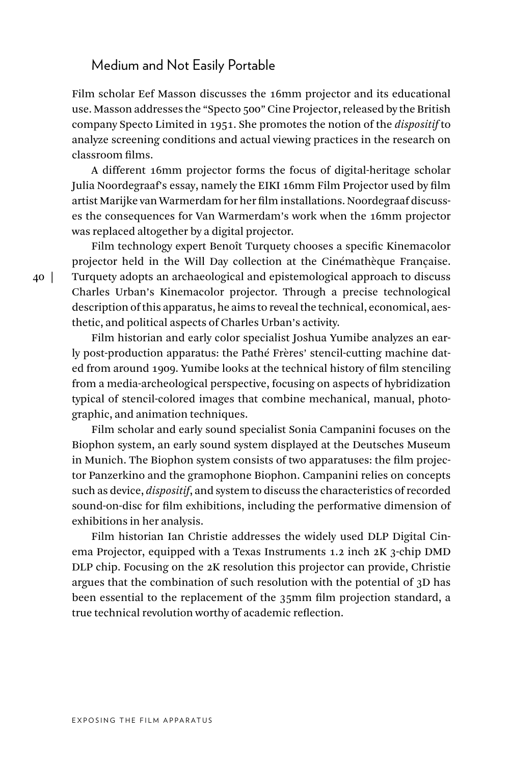## Medium and Not Easily Portable

Film scholar Eef Masson discusses the 16mm projector and its educational use. Masson addresses the "Specto 500" Cine Projector, released by the British company Specto Limited in 1951. She promotes the notion of the *dispositif* to analyze screening conditions and actual viewing practices in the research on classroom films.

A different 16mm projector forms the focus of digital-heritage scholar Julia Noordegraaf's essay, namely the EIKI 16mm Film Projector used by film artist Marijke van Warmerdam for her film installations. Noordegraaf discusses the consequences for Van Warmerdam's work when the 16mm projector was replaced altogether by a digital projector.

Film technology expert Benoît Turquety chooses a specific Kinemacolor projector held in the Will Day collection at the Cinémathèque Française. Turquety adopts an archaeological and epistemological approach to discuss Charles Urban's Kinemacolor projector. Through a precise technological description of this apparatus, he aims to reveal the technical, economical, aesthetic, and political aspects of Charles Urban's activity.

Film historian and early color specialist Joshua Yumibe analyzes an early post-production apparatus: the Pathé Frères' stencil-cutting machine dated from around 1909. Yumibe looks at the technical history of film stenciling from a media-archeological perspective, focusing on aspects of hybridization typical of stencil-colored images that combine mechanical, manual, photographic, and animation techniques.

Film scholar and early sound specialist Sonia Campanini focuses on the Biophon system, an early sound system displayed at the Deutsches Museum in Munich. The Biophon system consists of two apparatuses: the film projector Panzerkino and the gramophone Biophon. Campanini relies on concepts such as device, *dispositif*, and system to discuss the characteristics of recorded sound-on-disc for film exhibitions, including the performative dimension of exhibitions in her analysis.

Film historian Ian Christie addresses the widely used DLP Digital Cinema Projector, equipped with a Texas Instruments 1.2 inch 2K 3-chip DMD DLP chip. Focusing on the 2K resolution this projector can provide, Christie argues that the combination of such resolution with the potential of 3D has been essential to the replacement of the 35mm film projection standard, a true technical revolution worthy of academic reflection.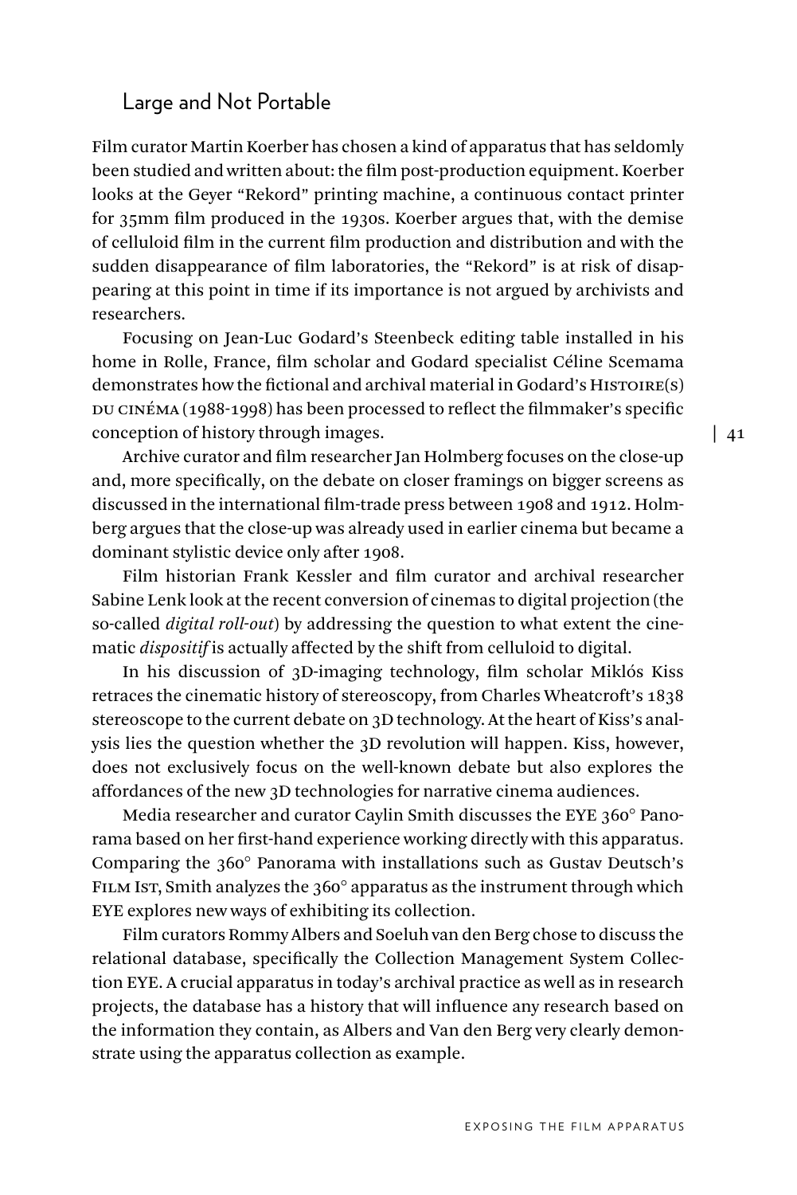## Large and Not Portable

Film curator Martin Koerber has chosen a kind of apparatus that has seldomly been studied and written about: the film post-production equipment. Koerber looks at the Geyer "Rekord" printing machine, a continuous contact printer for 35mm film produced in the 1930s. Koerber argues that, with the demise of celluloid film in the current film production and distribution and with the sudden disappearance of film laboratories, the "Rekord" is at risk of disappearing at this point in time if its importance is not argued by archivists and researchers.

Focusing on Jean-Luc Godard's Steenbeck editing table installed in his home in Rolle, France, film scholar and Godard specialist Céline Scemama demonstrates how the fictional and archival material in Godard's HISTOIRE(S) DU CINÉMA (1988-1998) has been processed to reflect the filmmaker's specific conception of history through images.

Archive curator and film researcher Jan Holmberg focuses on the close-up and, more specifically, on the debate on closer framings on bigger screens as discussed in the international film-trade press between 1908 and 1912. Holmberg argues that the close-up was already used in earlier cinema but became a dominant stylistic device only after 1908.

Film historian Frank Kessler and film curator and archival researcher Sabine Lenk look at the recent conversion of cinemas to digital projection (the so-called *digital roll-out*) by addressing the question to what extent the cinematic *dispositif* is actually affected by the shift from celluloid to digital.

In his discussion of 3D-imaging technology, film scholar Miklós Kiss retraces the cinematic history of stereoscopy, from Charles Wheatcroft's 1838 stereoscope to the current debate on 3D technology. At the heart of Kiss's analysis lies the question whether the 3D revolution will happen. Kiss, however, does not exclusively focus on the well-known debate but also explores the affordances of the new 3D technologies for narrative cinema audiences.

Media researcher and curator Caylin Smith discusses the EYE 360° Panorama based on her first-hand experience working directly with this apparatus. Comparing the 360° Panorama with installations such as Gustav Deutsch's FILM IST, Smith analyzes the 360° apparatus as the instrument through which EYE explores new ways of exhibiting its collection.

Film curators Rommy Albers and Soeluh van den Berg chose to discuss the relational database, specifically the Collection Management System Collection EYE. A crucial apparatus in today's archival practice as well as in research projects, the database has a history that will influence any research based on the information they contain, as Albers and Van den Berg very clearly demonstrate using the apparatus collection as example.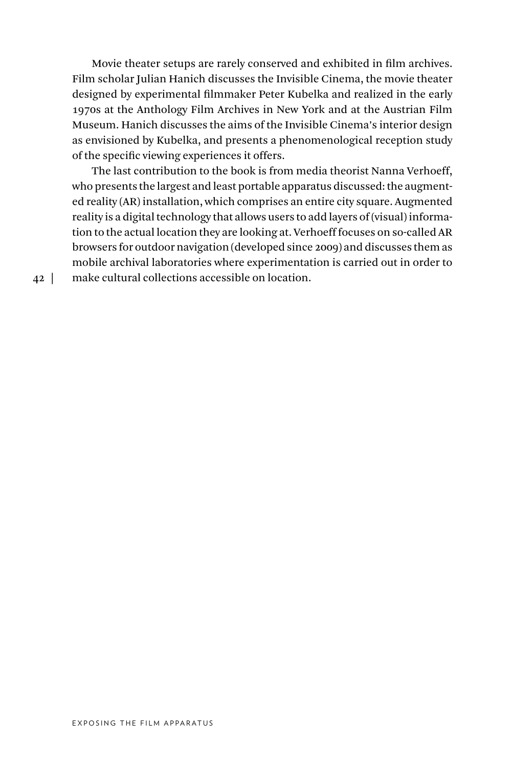Movie theater setups are rarely conserved and exhibited in film archives. Film scholar Julian Hanich discusses the Invisible Cinema, the movie theater designed by experimental filmmaker Peter Kubelka and realized in the early 1970s at the Anthology Film Archives in New York and at the Austrian Film Museum. Hanich discusses the aims of the Invisible Cinema's interior design as envisioned by Kubelka, and presents a phenomenological reception study of the specific viewing experiences it offers.

The last contribution to the book is from media theorist Nanna Verhoeff, who presents the largest and least portable apparatus discussed: the augmented reality (AR) installation, which comprises an entire city square. Augmented reality is a digital technology that allows users to add layers of (visual) information to the actual location they are looking at. Verhoeff focuses on so-called AR browsers for outdoor navigation (developed since 2009) and discusses them as mobile archival laboratories where experimentation is carried out in order to make cultural collections accessible on location.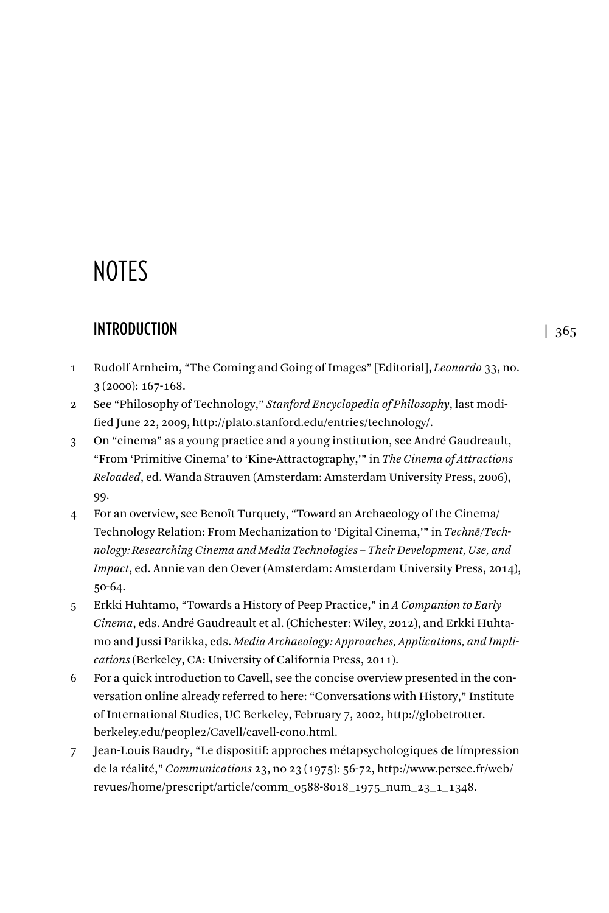# NOTES

## INTRODUCTION

1. Rudolf Arnheim, "The Coming and Going of Images" [Editorial], *Leonardo* 33, no. 3 (2000): 167-168.
2. See "Philosophy of Technology," *Stanford Encyclopedia of Philosophy*, last modified June 22, 2009, http://plato.stanford.edu/entries/technology/.
3. On "cinema" as a young practice and a young institution, see André Gaudreault, "From 'Primitive Cinema' to 'Kine-Attractography,'" in *The Cinema of Attractions Reloaded*, ed. Wanda Strauven (Amsterdam: Amsterdam University Press, 2006), 99.
4. For an overview, see Benoît Turquety, "Toward an Archaeology of the Cinema/Technology Relation: From Mechanization to 'Digital Cinema,'" in *Technē/Technology: Researching Cinema and Media Technologies – Their Development, Use, and Impact*, ed. Annie van den Oever (Amsterdam: Amsterdam University Press, 2014), 50-64.
5. Erkki Huhtamo, "Towards a History of Peep Practice," in *A Companion to Early Cinema*, eds. André Gaudreault et al. (Chichester: Wiley, 2012), and Erkki Huhtamo and Jussi Parikka, eds. *Media Archaeology: Approaches, Applications, and Implications* (Berkeley, CA: University of California Press, 2011).
6. For a quick introduction to Cavell, see the concise overview presented in the conversation online already referred to here: "Conversations with History," Institute of International Studies, UC Berkeley, February 7, 2002, http://globetrotter.berkeley.edu/people2/Cavell/cavell-con0.html.
7. Jean-Louis Baudry, "Le dispositif: approches métapsychologiques de límpression de la réalité," *Communications* 23, no 23 (1975): 56-72, http://www.persee.fr/web/revues/home/prescript/article/comm_0588-8018_1975_num_23_1_1348.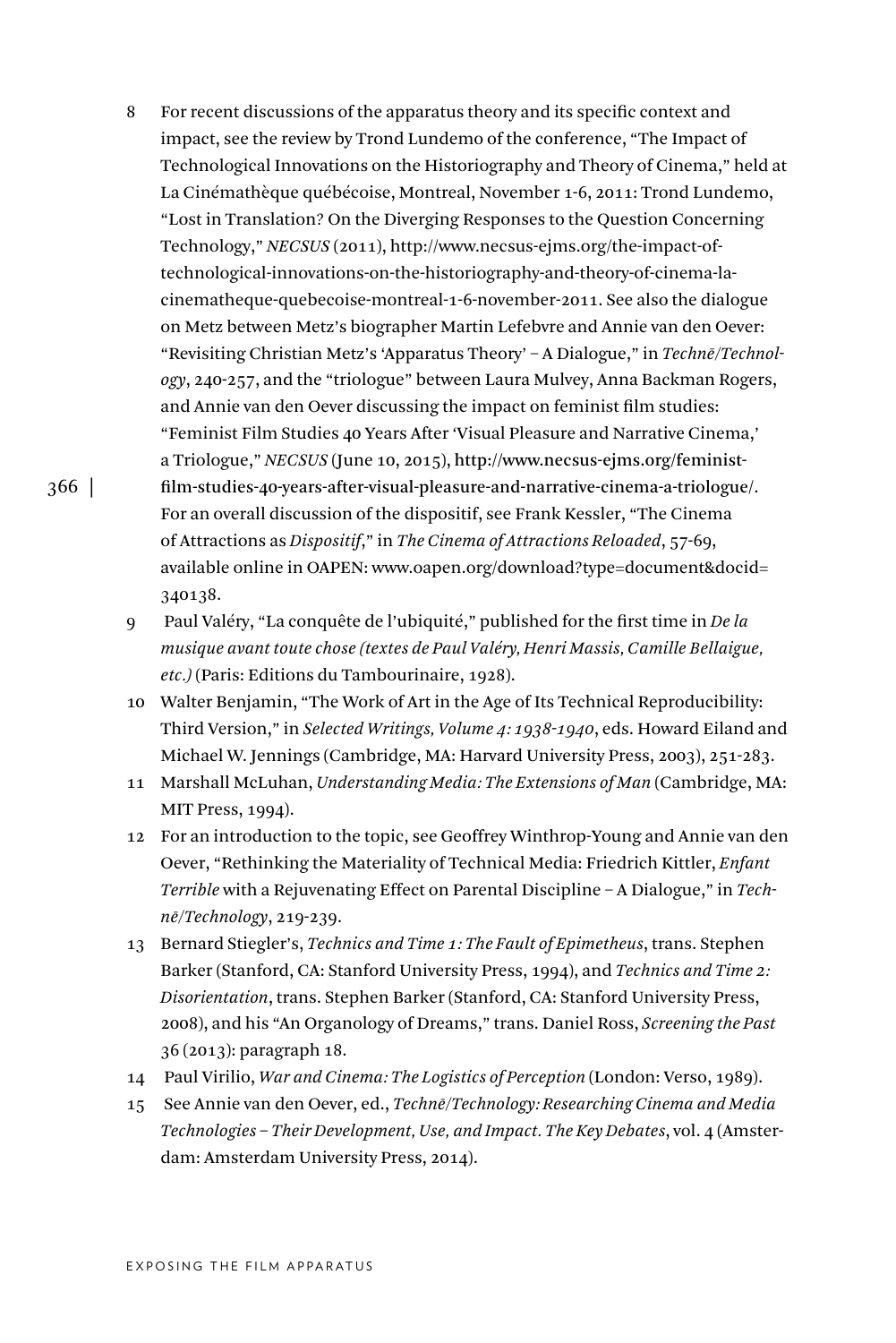8 For recent discussions of the apparatus theory and its specific context and impact, see the review by Trond Lundemo of the conference, "The Impact of Technological Innovations on the Historiography and Theory of Cinema," held at La Cinémathèque québécoise, Montreal, November 1-6, 2011: Trond Lundemo, "Lost in Translation? On the Diverging Responses to the Question Concerning Technology," *NECSUS* (2011), http://www.necsus-ejms.org/the-impact-of-technological-innovations-on-the-historiography-and-theory-of-cinema-la-cinematheque-quebecoise-montreal-1-6-november-2011. See also the dialogue on Metz between Metz's biographer Martin Lefebvre and Annie van den Oever: "Revisiting Christian Metz's 'Apparatus Theory' – A Dialogue," in *Technē/Technology*, 240-257, and the "triologue" between Laura Mulvey, Anna Backman Rogers, and Annie van den Oever discussing the impact on feminist film studies: "Feminist Film Studies 40 Years After 'Visual Pleasure and Narrative Cinema,' a Triologue," *NECSUS* (June 10, 2015), http://www.necsus-ejms.org/feminist-film-studies-40-years-after-visual-pleasure-and-narrative-cinema-a-triologue/. For an overall discussion of the dispositif, see Frank Kessler, "The Cinema of Attractions as *Dispositif*," in *The Cinema of Attractions Reloaded*, 57-69, available online in OAPEN: www.oapen.org/download?type=document&docid=340138.

9 Paul Valéry, "La conquête de l'ubiquité," published for the first time in *De la musique avant toute chose (textes de Paul Valéry, Henri Massis, Camille Bellaigue, etc.)* (Paris: Editions du Tambourinaire, 1928).

10 Walter Benjamin, "The Work of Art in the Age of Its Technical Reproducibility: Third Version," in *Selected Writings, Volume 4: 1938-1940*, eds. Howard Eiland and Michael W. Jennings (Cambridge, MA: Harvard University Press, 2003), 251-283.

11 Marshall McLuhan, *Understanding Media: The Extensions of Man* (Cambridge, MA: MIT Press, 1994).

12 For an introduction to the topic, see Geoffrey Winthrop-Young and Annie van den Oever, "Rethinking the Materiality of Technical Media: Friedrich Kittler, *Enfant Terrible* with a Rejuvenating Effect on Parental Discipline – A Dialogue," in *Technē/Technology*, 219-239.

13 Bernard Stiegler's, *Technics and Time 1: The Fault of Epimetheus*, trans. Stephen Barker (Stanford, CA: Stanford University Press, 1994), and *Technics and Time 2: Disorientation*, trans. Stephen Barker (Stanford, CA: Stanford University Press, 2008), and his "An Organology of Dreams," trans. Daniel Ross, *Screening the Past* 36 (2013): paragraph 18.

14 Paul Virilio, *War and Cinema: The Logistics of Perception* (London: Verso, 1989).

15 See Annie van den Oever, ed., *Technē/Technology: Researching Cinema and Media Technologies – Their Development, Use, and Impact. The Key Debates*, vol. 4 (Amsterdam: Amsterdam University Press, 2014).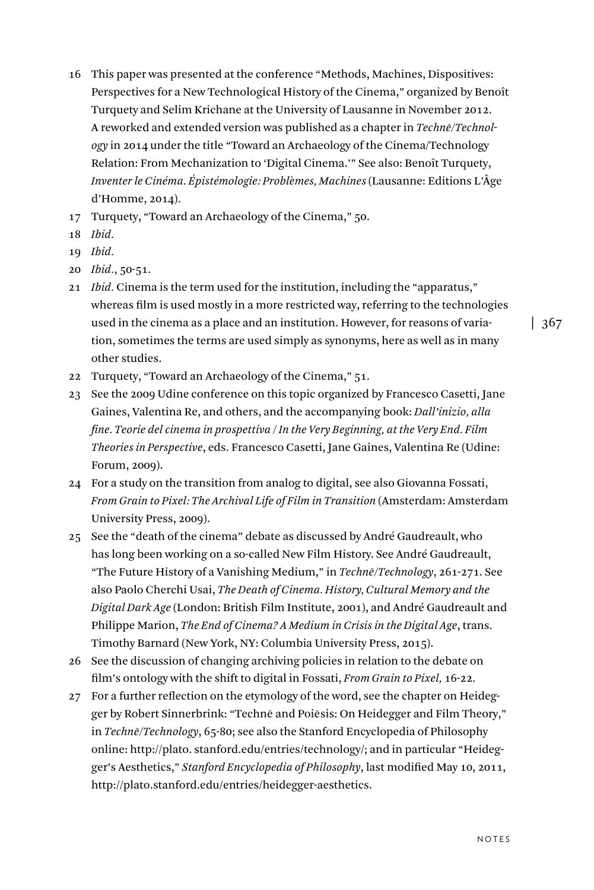16 This paper was presented at the conference "Methods, Machines, Dispositives: Perspectives for a New Technological History of the Cinema," organized by Benoît Turquety and Selim Krichane at the University of Lausanne in November 2012. A reworked and extended version was published as a chapter in *Technē/Technology* in 2014 under the title "Toward an Archaeology of the Cinema/Technology Relation: From Mechanization to 'Digital Cinema.'" See also: Benoît Turquety, *Inventer le Cinéma. Épistémologie: Problèmes, Machines* (Lausanne: Editions L'Âge d'Homme, 2014).

17 Turquety, "Toward an Archaeology of the Cinema," 50.

18 *Ibid.*

19 *Ibid.*

20 *Ibid.*, 50-51.

21 *Ibid.* Cinema is the term used for the institution, including the "apparatus," whereas film is used mostly in a more restricted way, referring to the technologies used in the cinema as a place and an institution. However, for reasons of variation, sometimes the terms are used simply as synonyms, here as well as in many other studies.

22 Turquety, "Toward an Archaeology of the Cinema," 51.

23 See the 2009 Udine conference on this topic organized by Francesco Casetti, Jane Gaines, Valentina Re, and others, and the accompanying book: *Dall'inizio, alla fine. Teorie del cinema in prospettiva / In the Very Beginning, at the Very End. Film Theories in Perspective*, eds. Francesco Casetti, Jane Gaines, Valentina Re (Udine: Forum, 2009).

24 For a study on the transition from analog to digital, see also Giovanna Fossati, *From Grain to Pixel: The Archival Life of Film in Transition* (Amsterdam: Amsterdam University Press, 2009).

25 See the "death of the cinema" debate as discussed by André Gaudreault, who has long been working on a so-called New Film History. See André Gaudreault, "The Future History of a Vanishing Medium," in *Technē/Technology*, 261-271. See also Paolo Cherchi Usai, *The Death of Cinema. History, Cultural Memory and the Digital Dark Age* (London: British Film Institute, 2001), and André Gaudreault and Philippe Marion, *The End of Cinema? A Medium in Crisis in the Digital Age*, trans. Timothy Barnard (New York, NY: Columbia University Press, 2015).

26 See the discussion of changing archiving policies in relation to the debate on film's ontology with the shift to digital in Fossati, *From Grain to Pixel,* 16-22.

27 For a further reflection on the etymology of the word, see the chapter on Heidegger by Robert Sinnerbrink: "Technē and Poiēsis: On Heidegger and Film Theory," in *Technē/Technology*, 65-80; see also the Stanford Encyclopedia of Philosophy online: http://plato. stanford.edu/entries/technology/; and in particular "Heidegger's Aesthetics," *Stanford Encyclopedia of Philosophy*, last modified May 10, 2011, http://plato.stanford.edu/entries/heidegger-aesthetics.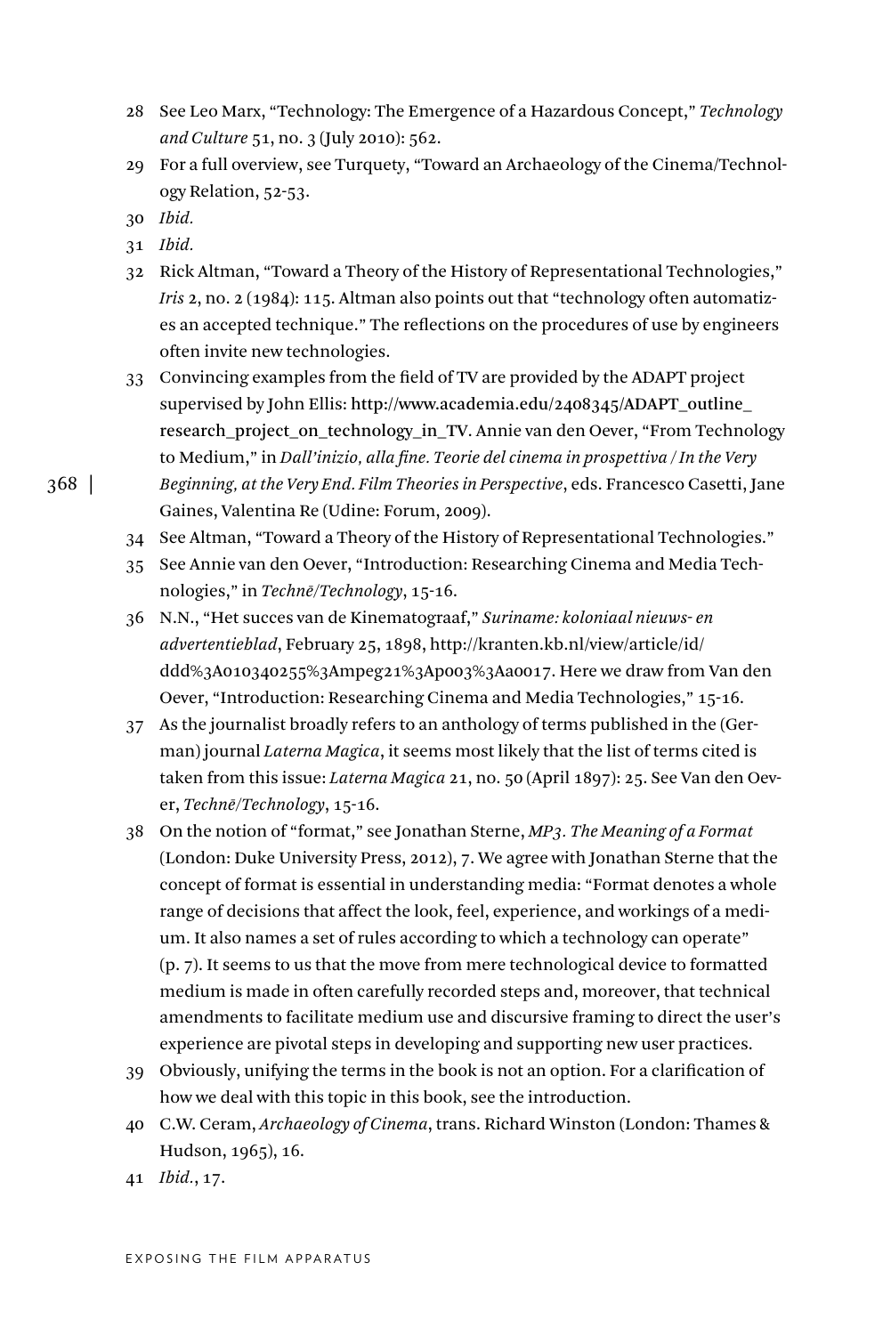28 See Leo Marx, "Technology: The Emergence of a Hazardous Concept," *Technology and Culture* 51, no. 3 (July 2010): 562.

29 For a full overview, see Turquety, "Toward an Archaeology of the Cinema/Technology Relation, 52-53.

30 *Ibid.*

31 *Ibid.*

32 Rick Altman, "Toward a Theory of the History of Representational Technologies," *Iris* 2, no. 2 (1984): 115. Altman also points out that "technology often automatizes an accepted technique." The reflections on the procedures of use by engineers often invite new technologies.

33 Convincing examples from the field of TV are provided by the ADAPT project supervised by John Ellis: http://www.academia.edu/2408345/ADAPT_outline_research_project_on_technology_in_TV. Annie van den Oever, "From Technology to Medium," in *Dall'inizio, alla fine. Teorie del cinema in prospettiva / In the Very Beginning, at the Very End. Film Theories in Perspective*, eds. Francesco Casetti, Jane Gaines, Valentina Re (Udine: Forum, 2009).

34 See Altman, "Toward a Theory of the History of Representational Technologies."

35 See Annie van den Oever, "Introduction: Researching Cinema and Media Technologies," in *Technē/Technology*, 15-16.

36 N.N., "Het succes van de Kinematograaf," *Suriname: koloniaal nieuws- en advertentieblad*, February 25, 1898, http://kranten.kb.nl/view/article/id/ddd%3A010340255%3Ampeg21%3Ap003%3Aa0017. Here we draw from Van den Oever, "Introduction: Researching Cinema and Media Technologies," 15-16.

37 As the journalist broadly refers to an anthology of terms published in the (German) journal *Laterna Magica*, it seems most likely that the list of terms cited is taken from this issue: *Laterna Magica* 21, no. 50 (April 1897): 25. See Van den Oever, *Technē/Technology*, 15-16.

38 On the notion of "format," see Jonathan Sterne, *MP3. The Meaning of a Format* (London: Duke University Press, 2012), 7. We agree with Jonathan Sterne that the concept of format is essential in understanding media: "Format denotes a whole range of decisions that affect the look, feel, experience, and workings of a medium. It also names a set of rules according to which a technology can operate" (p. 7). It seems to us that the move from mere technological device to formatted medium is made in often carefully recorded steps and, moreover, that technical amendments to facilitate medium use and discursive framing to direct the user's experience are pivotal steps in developing and supporting new user practices.

39 Obviously, unifying the terms in the book is not an option. For a clarification of how we deal with this topic in this book, see the introduction.

40 C.W. Ceram, *Archaeology of Cinema*, trans. Richard Winston (London: Thames & Hudson, 1965), 16.

41 *Ibid.*, 17.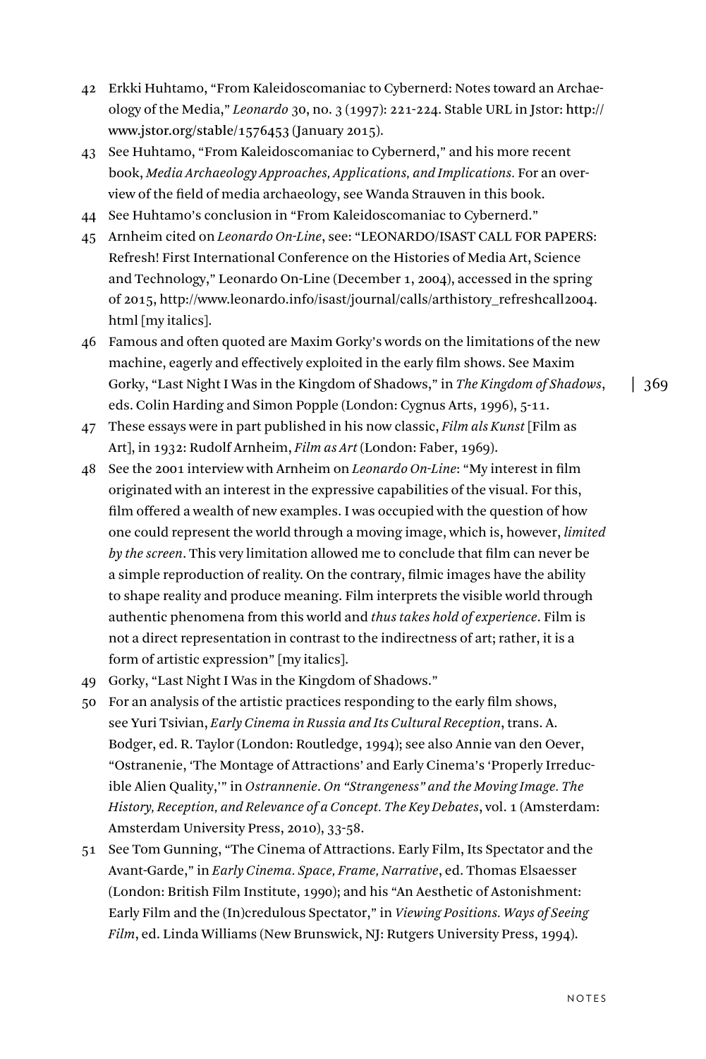42 Erkki Huhtamo, "From Kaleidoscomaniac to Cybernerd: Notes toward an Archaeology of the Media," *Leonardo* 30, no. 3 (1997): 221-224. Stable URL in Jstor: http://www.jstor.org/stable/1576453 (January 2015).

43 See Huhtamo, "From Kaleidoscomaniac to Cybernerd," and his more recent book, *Media Archaeology Approaches, Applications, and Implications.* For an overview of the field of media archaeology, see Wanda Strauven in this book.

44 See Huhtamo's conclusion in "From Kaleidoscomaniac to Cybernerd."

45 Arnheim cited on *Leonardo On-Line*, see: "LEONARDO/ISAST CALL FOR PAPERS: Refresh! First International Conference on the Histories of Media Art, Science and Technology," Leonardo On-Line (December 1, 2004), accessed in the spring of 2015, http://www.leonardo.info/isast/journal/calls/arthistory_refreshcall2004.html [my italics].

46 Famous and often quoted are Maxim Gorky's words on the limitations of the new machine, eagerly and effectively exploited in the early film shows. See Maxim Gorky, "Last Night I Was in the Kingdom of Shadows," in *The Kingdom of Shadows*, eds. Colin Harding and Simon Popple (London: Cygnus Arts, 1996), 5-11.

47 These essays were in part published in his now classic, *Film als Kunst* [Film as Art], in 1932: Rudolf Arnheim, *Film as Art* (London: Faber, 1969).

48 See the 2001 interview with Arnheim on *Leonardo On-Line*: "My interest in film originated with an interest in the expressive capabilities of the visual. For this, film offered a wealth of new examples. I was occupied with the question of how one could represent the world through a moving image, which is, however, *limited by the screen*. This very limitation allowed me to conclude that film can never be a simple reproduction of reality. On the contrary, filmic images have the ability to shape reality and produce meaning. Film interprets the visible world through authentic phenomena from this world and *thus takes hold of experience*. Film is not a direct representation in contrast to the indirectness of art; rather, it is a form of artistic expression" [my italics].

49 Gorky, "Last Night I Was in the Kingdom of Shadows."

50 For an analysis of the artistic practices responding to the early film shows, see Yuri Tsivian, *Early Cinema in Russia and Its Cultural Reception*, trans. A. Bodger, ed. R. Taylor (London: Routledge, 1994); see also Annie van den Oever, "Ostranenie, 'The Montage of Attractions' and Early Cinema's 'Properly Irreducible Alien Quality,'" in *Ostrannenie. On "Strangeness" and the Moving Image. The History, Reception, and Relevance of a Concept. The Key Debates*, vol. 1 (Amsterdam: Amsterdam University Press, 2010), 33-58.

51 See Tom Gunning, "The Cinema of Attractions. Early Film, Its Spectator and the Avant-Garde," in *Early Cinema. Space, Frame, Narrative*, ed. Thomas Elsaesser (London: British Film Institute, 1990); and his "An Aesthetic of Astonishment: Early Film and the (In)credulous Spectator," in *Viewing Positions. Ways of Seeing Film*, ed. Linda Williams (New Brunswick, NJ: Rutgers University Press, 1994).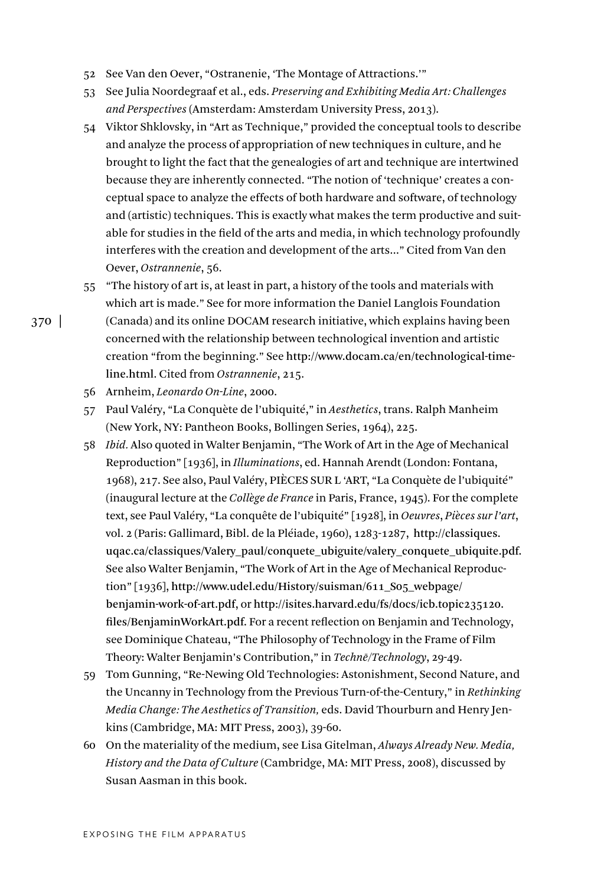52 See Van den Oever, "Ostranenie, 'The Montage of Attractions.'"

53 See Julia Noordegraaf et al., eds. *Preserving and Exhibiting Media Art: Challenges and Perspectives* (Amsterdam: Amsterdam University Press, 2013).

54 Viktor Shklovsky, in "Art as Technique," provided the conceptual tools to describe and analyze the process of appropriation of new techniques in culture, and he brought to light the fact that the genealogies of art and technique are intertwined because they are inherently connected. "The notion of 'technique' creates a conceptual space to analyze the effects of both hardware and software, of technology and (artistic) techniques. This is exactly what makes the term productive and suitable for studies in the field of the arts and media, in which technology profoundly interferes with the creation and development of the arts..." Cited from Van den Oever, *Ostrannenie*, 56.

55 "The history of art is, at least in part, a history of the tools and materials with which art is made." See for more information the Daniel Langlois Foundation (Canada) and its online DOCAM research initiative, which explains having been concerned with the relationship between technological invention and artistic creation "from the beginning." See http://www.docam.ca/en/technological-time-line.html. Cited from *Ostrannenie*, 215.

56 Arnheim, *Leonardo On-Line*, 2000.

57 Paul Valéry, "La Conquète de l'ubiquité," in *Aesthetics*, trans. Ralph Manheim (New York, NY: Pantheon Books, Bollingen Series, 1964), 225.

58 *Ibid.* Also quoted in Walter Benjamin, "The Work of Art in the Age of Mechanical Reproduction" [1936], in *Illuminations*, ed. Hannah Arendt (London: Fontana, 1968), 217. See also, Paul Valéry, PIÈCES SUR L 'ART, "La Conquète de l'ubiquité" (inaugural lecture at the *Collège de France* in Paris, France, 1945). For the complete text, see Paul Valéry, "La conquête de l'ubiquité" [1928], in *Oeuvres*, *Pièces sur l'art*, vol. 2 (Paris: Gallimard, Bibl. de la Pléiade, 1960), 1283-1287, http://classiques.uqac.ca/classiques/Valery_paul/conquete_ubiguite/valery_conquete_ubiquite.pdf. See also Walter Benjamin, "The Work of Art in the Age of Mechanical Reproduction" [1936], http://www.udel.edu/History/suisman/611_S05_webpage/benjamin-work-of-art.pdf, or http://isites.harvard.edu/fs/docs/icb.topic235120.files/BenjaminWorkArt.pdf. For a recent reflection on Benjamin and Technology, see Dominique Chateau, "The Philosophy of Technology in the Frame of Film Theory: Walter Benjamin's Contribution," in *Technē/Technology*, 29-49.

59 Tom Gunning, "Re-Newing Old Technologies: Astonishment, Second Nature, and the Uncanny in Technology from the Previous Turn-of-the-Century," in *Rethinking Media Change: The Aesthetics of Transition,* eds. David Thourburn and Henry Jenkins (Cambridge, MA: MIT Press, 2003), 39-60.

60 On the materiality of the medium, see Lisa Gitelman, *Always Already New. Media, History and the Data of Culture* (Cambridge, MA: MIT Press, 2008), discussed by Susan Aasman in this book.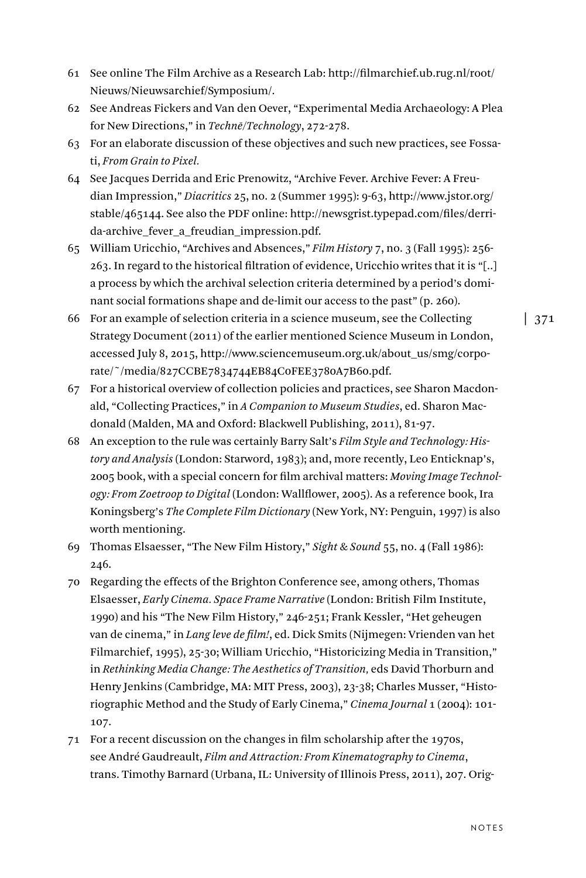61 See online The Film Archive as a Research Lab: http://filmarchief.ub.rug.nl/root/Nieuws/Nieuwsarchief/Symposium/.

62 See Andreas Fickers and Van den Oever, "Experimental Media Archaeology: A Plea for New Directions," in *Technē/Technology*, 272-278.

63 For an elaborate discussion of these objectives and such new practices, see Fossati, *From Grain to Pixel.*

64 See Jacques Derrida and Eric Prenowitz, "Archive Fever. Archive Fever: A Freudian Impression," *Diacritics* 25, no. 2 (Summer 1995): 9-63, http://www.jstor.org/stable/465144. See also the PDF online: http://newsgrist.typepad.com/files/derrida-archive_fever_a_freudian_impression.pdf.

65 William Uricchio, "Archives and Absences," *Film History* 7, no. 3 (Fall 1995): 256-263. In regard to the historical filtration of evidence, Uricchio writes that it is "[..] a process by which the archival selection criteria determined by a period's dominant social formations shape and de-limit our access to the past" (p. 260).

66 For an example of selection criteria in a science museum, see the Collecting Strategy Document (2011) of the earlier mentioned Science Museum in London, accessed July 8, 2015, http://www.sciencemuseum.org.uk/about_us/smg/corporate/~/media/827CCBE7834744EB84C0FEE3780A7B60.pdf.

67 For a historical overview of collection policies and practices, see Sharon Macdonald, "Collecting Practices," in *A Companion to Museum Studies*, ed. Sharon Macdonald (Malden, MA and Oxford: Blackwell Publishing, 2011), 81-97.

68 An exception to the rule was certainly Barry Salt's *Film Style and Technology: History and Analysis* (London: Starword, 1983); and, more recently, Leo Enticknap's, 2005 book, with a special concern for film archival matters: *Moving Image Technology: From Zoetroop to Digital* (London: Wallflower, 2005). As a reference book, Ira Koningsberg's *The Complete Film Dictionary* (New York, NY: Penguin, 1997) is also worth mentioning.

69 Thomas Elsaesser, "The New Film History," *Sight & Sound* 55, no. 4 (Fall 1986): 246.

70 Regarding the effects of the Brighton Conference see, among others, Thomas Elsaesser, *Early Cinema. Space Frame Narrative* (London: British Film Institute, 1990) and his "The New Film History," 246-251; Frank Kessler, "Het geheugen van de cinema," in *Lang leve de film!*, ed. Dick Smits (Nijmegen: Vrienden van het Filmarchief, 1995), 25-30; William Uricchio, "Historicizing Media in Transition," in *Rethinking Media Change: The Aesthetics of Transition,* eds David Thorburn and Henry Jenkins (Cambridge, MA: MIT Press, 2003), 23-38; Charles Musser, "Historiographic Method and the Study of Early Cinema," *Cinema Journal* 1 (2004): 101-107.

71 For a recent discussion on the changes in film scholarship after the 1970s, see André Gaudreault, *Film and Attraction: From Kinematography to Cinema*, trans. Timothy Barnard (Urbana, IL: University of Illinois Press, 2011), 207. Orig-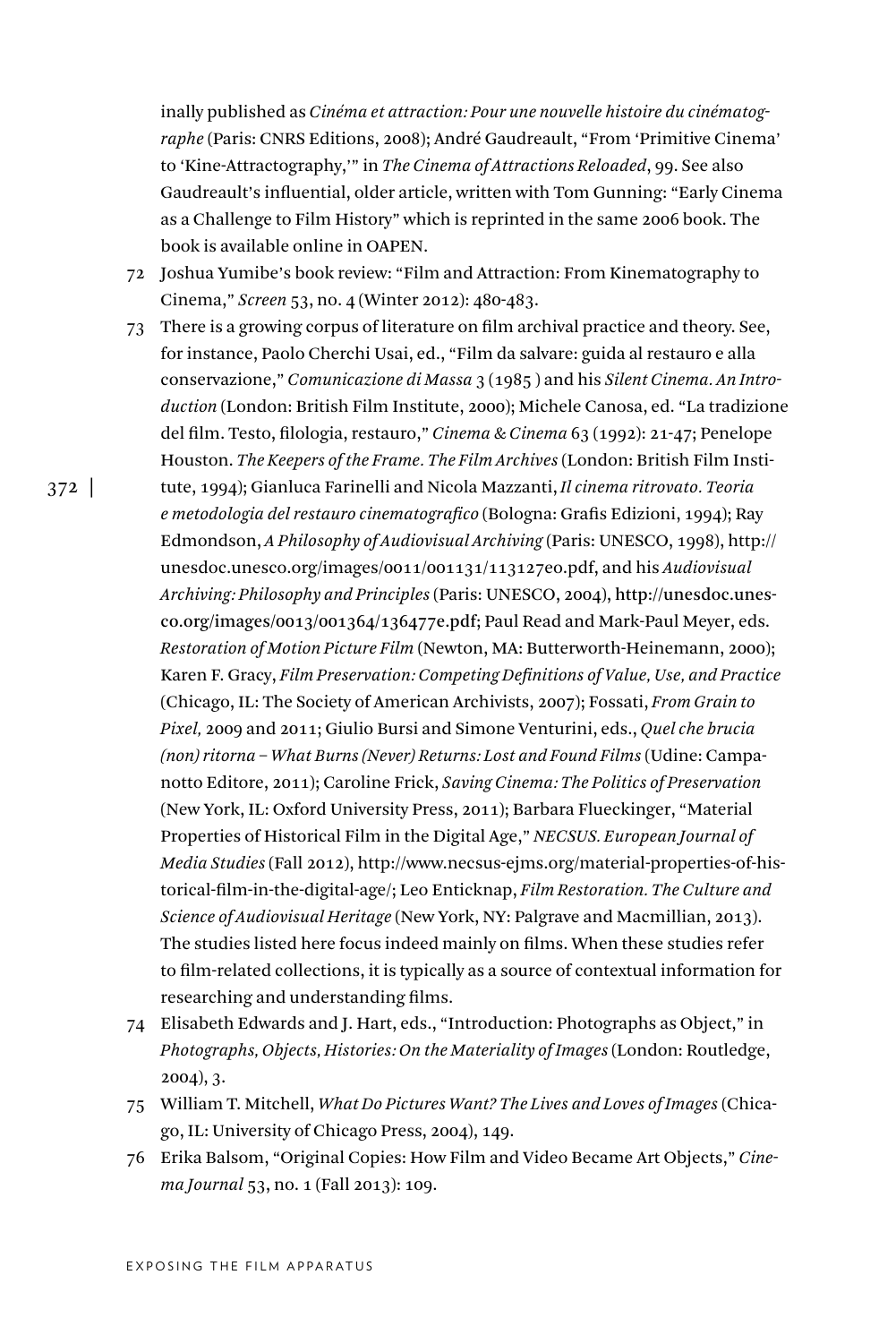inally published as *Cinéma et attraction: Pour une nouvelle histoire du cinématographe* (Paris: CNRS Editions, 2008); André Gaudreault, "From 'Primitive Cinema' to 'Kine-Attractography,'" in *The Cinema of Attractions Reloaded*, 99. See also Gaudreault's influential, older article, written with Tom Gunning: "Early Cinema as a Challenge to Film History" which is reprinted in the same 2006 book. The book is available online in OAPEN.

72 Joshua Yumibe's book review: "Film and Attraction: From Kinematography to Cinema," *Screen* 53, no. 4 (Winter 2012): 480-483.

73 There is a growing corpus of literature on film archival practice and theory. See, for instance, Paolo Cherchi Usai, ed., "Film da salvare: guida al restauro e alla conservazione," *Comunicazione di Massa* 3 (1985 ) and his *Silent Cinema. An Introduction* (London: British Film Institute, 2000); Michele Canosa, ed. "La tradizione del film. Testo, filologia, restauro," *Cinema & Cinema* 63 (1992): 21-47; Penelope Houston. *The Keepers of the Frame. The Film Archives* (London: British Film Institute, 1994); Gianluca Farinelli and Nicola Mazzanti, *Il cinema ritrovato. Teoria e metodologia del restauro cinematografico* (Bologna: Grafis Edizioni, 1994); Ray Edmondson, *A Philosophy of Audiovisual Archiving* (Paris: UNESCO, 1998), http://unesdoc.unesco.org/images/0011/001131/113127e0.pdf, and his *Audiovisual Archiving: Philosophy and Principles* (Paris: UNESCO, 2004), http://unesdoc.unesco.org/images/0013/001364/136477e.pdf; Paul Read and Mark-Paul Meyer, eds. *Restoration of Motion Picture Film* (Newton, MA: Butterworth-Heinemann, 2000); Karen F. Gracy, *Film Preservation: Competing Definitions of Value, Use, and Practice* (Chicago, IL: The Society of American Archivists, 2007); Fossati, *From Grain to Pixel,* 2009 and 2011; Giulio Bursi and Simone Venturini, eds., *Quel che brucia (non) ritorna – What Burns (Never) Returns: Lost and Found Films* (Udine: Campanotto Editore, 2011); Caroline Frick, *Saving Cinema: The Politics of Preservation* (New York, IL: Oxford University Press, 2011); Barbara Flueckinger, "Material Properties of Historical Film in the Digital Age," *NECSUS. European Journal of Media Studies* (Fall 2012), http://www.necsus-ejms.org/material-properties-of-historical-film-in-the-digital-age/; Leo Enticknap, *Film Restoration. The Culture and Science of Audiovisual Heritage* (New York, NY: Palgrave and Macmillian, 2013). The studies listed here focus indeed mainly on films. When these studies refer to film-related collections, it is typically as a source of contextual information for researching and understanding films.

74 Elisabeth Edwards and J. Hart, eds., "Introduction: Photographs as Object," in *Photographs, Objects, Histories: On the Materiality of Images* (London: Routledge, 2004), 3.

75 William T. Mitchell, *What Do Pictures Want? The Lives and Loves of Images* (Chicago, IL: University of Chicago Press, 2004), 149.

76 Erika Balsom, "Original Copies: How Film and Video Became Art Objects," *Cinema Journal* 53, no. 1 (Fall 2013): 109.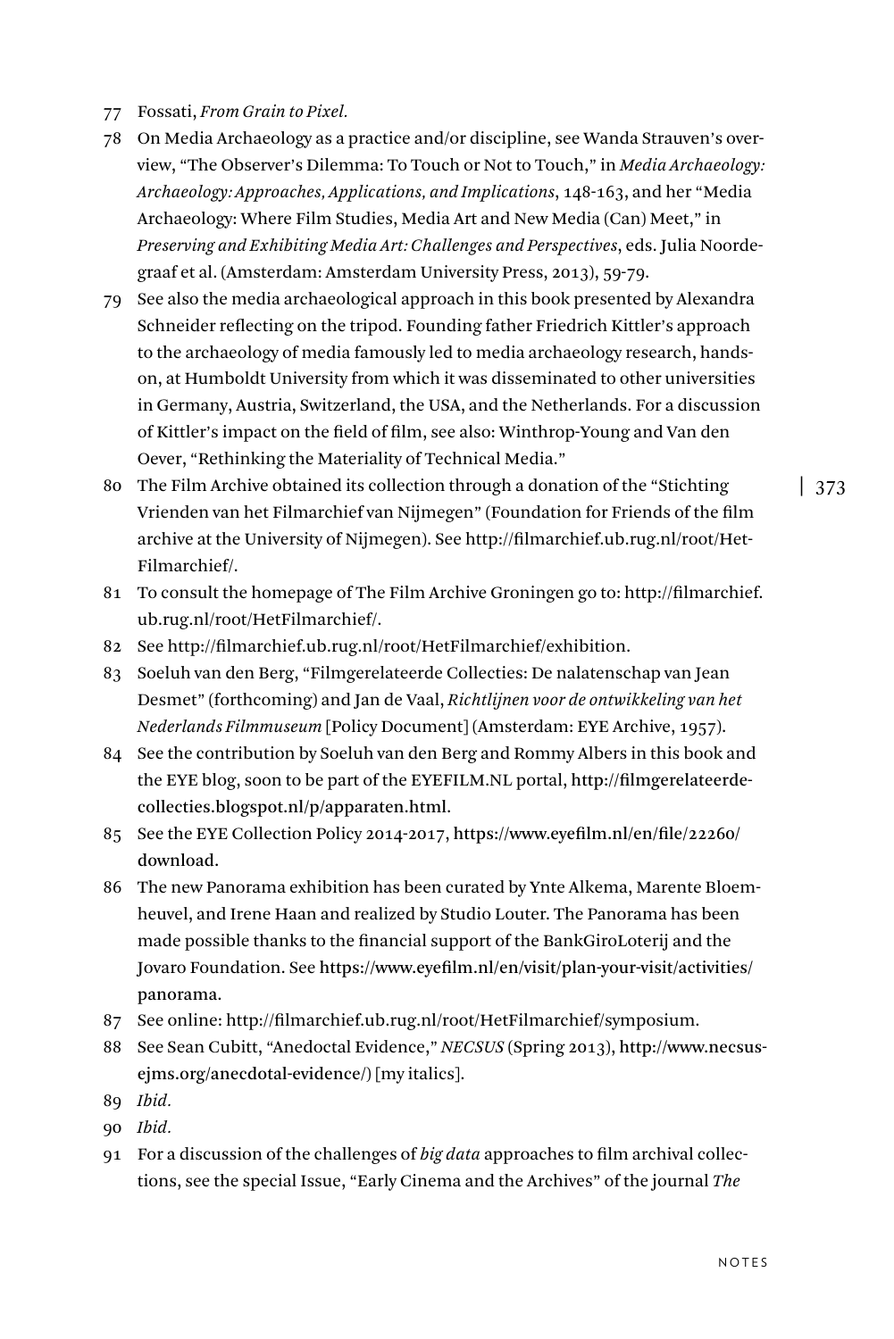77 Fossati, *From Grain to Pixel.*

78 On Media Archaeology as a practice and/or discipline, see Wanda Strauven's overview, "The Observer's Dilemma: To Touch or Not to Touch," in *Media Archaeology: Archaeology: Approaches, Applications, and Implications*, 148-163, and her "Media Archaeology: Where Film Studies, Media Art and New Media (Can) Meet," in *Preserving and Exhibiting Media Art: Challenges and Perspectives*, eds. Julia Noordegraaf et al. (Amsterdam: Amsterdam University Press, 2013), 59-79.

79 See also the media archaeological approach in this book presented by Alexandra Schneider reflecting on the tripod. Founding father Friedrich Kittler's approach to the archaeology of media famously led to media archaeology research, hands-on, at Humboldt University from which it was disseminated to other universities in Germany, Austria, Switzerland, the USA, and the Netherlands. For a discussion of Kittler's impact on the field of film, see also: Winthrop-Young and Van den Oever, "Rethinking the Materiality of Technical Media."

80 The Film Archive obtained its collection through a donation of the "Stichting Vrienden van het Filmarchief van Nijmegen" (Foundation for Friends of the film archive at the University of Nijmegen). See http://filmarchief.ub.rug.nl/root/Het-Filmarchief/.

81 To consult the homepage of The Film Archive Groningen go to: http://filmarchief.ub.rug.nl/root/HetFilmarchief/.

82 See http://filmarchief.ub.rug.nl/root/HetFilmarchief/exhibition.

83 Soeluh van den Berg, "Filmgerelateerde Collecties: De nalatenschap van Jean Desmet" (forthcoming) and Jan de Vaal, *Richtlijnen voor de ontwikkeling van het Nederlands Filmmuseum* [Policy Document] (Amsterdam: EYE Archive, 1957).

84 See the contribution by Soeluh van den Berg and Rommy Albers in this book and the EYE blog, soon to be part of the EYEFILM.NL portal, http://filmgerelateerde-collecties.blogspot.nl/p/apparaten.html.

85 See the EYE Collection Policy 2014-2017, https://www.eyefilm.nl/en/file/22260/download.

86 The new Panorama exhibition has been curated by Ynte Alkema, Marente Bloemheuvel, and Irene Haan and realized by Studio Louter. The Panorama has been made possible thanks to the financial support of the BankGiroLoterij and the Jovaro Foundation. See https://www.eyefilm.nl/en/visit/plan-your-visit/activities/panorama.

87 See online: http://filmarchief.ub.rug.nl/root/HetFilmarchief/symposium.

88 See Sean Cubitt, "Anedoctal Evidence," *NECSUS* (Spring 2013), http://www.necsus-ejms.org/anecdotal-evidence/) [my italics].

89 *Ibid.*

90 *Ibid.*

91 For a discussion of the challenges of *big data* approaches to film archival collections, see the special Issue, "Early Cinema and the Archives" of the journal *The*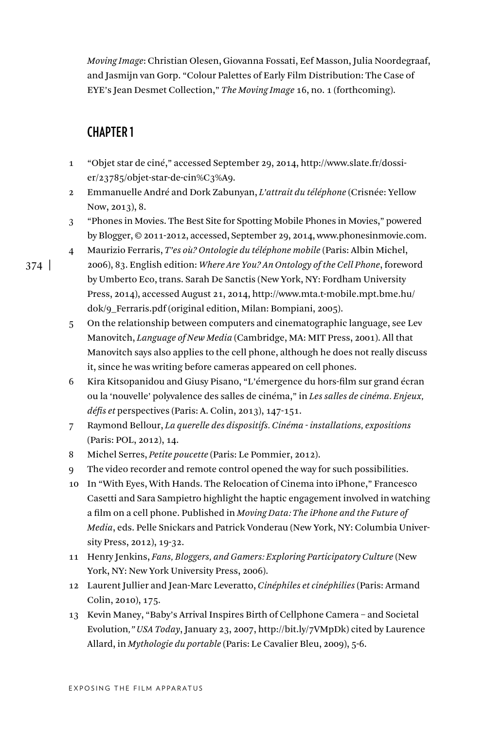*Moving Image*: Christian Olesen, Giovanna Fossati, Eef Masson, Julia Noordegraaf, and Jasmijn van Gorp. "Colour Palettes of Early Film Distribution: The Case of EYE's Jean Desmet Collection," *The Moving Image* 16, no. 1 (forthcoming).

## Chapter 1

1. "Objet star de ciné," accessed September 29, 2014, http://www.slate.fr/dossier/23785/objet-star-de-cin%C3%A9.
2. Emmanuelle André and Dork Zabunyan, *L'attrait du téléphone* (Crisnée: Yellow Now, 2013), 8.
3. "Phones in Movies. The Best Site for Spotting Mobile Phones in Movies," powered by Blogger, © 2011-2012, accessed, September 29, 2014, www.phonesinmovie.com.
4. Maurizio Ferraris, *T'es où? Ontologie du téléphone mobile* (Paris: Albin Michel, 2006), 83. English edition: *Where Are You? An Ontology of the Cell Phone*, foreword by Umberto Eco, trans. Sarah De Sanctis (New York, NY: Fordham University Press, 2014), accessed August 21, 2014, http://www.mta.t-mobile.mpt.bme.hu/dok/9_Ferraris.pdf (original edition, Milan: Bompiani, 2005).
5. On the relationship between computers and cinematographic language, see Lev Manovitch, *Language of New Media* (Cambridge, MA: MIT Press, 2001). All that Manovitch says also applies to the cell phone, although he does not really discuss it, since he was writing before cameras appeared on cell phones.
6. Kira Kitsopanidou and Giusy Pisano, "L'émergence du hors-film sur grand écran ou la 'nouvelle' polyvalence des salles de cinéma," in *Les salles de cinéma. Enjeux, défis et* perspectives (Paris: A. Colin, 2013), 147-151.
7. Raymond Bellour, *La querelle des dispositifs. Cinéma - installations, expositions* (Paris: POL, 2012), 14.
8. Michel Serres, *Petite poucette* (Paris: Le Pommier, 2012).
9. The video recorder and remote control opened the way for such possibilities.
10. In "With Eyes, With Hands. The Relocation of Cinema into iPhone," Francesco Casetti and Sara Sampietro highlight the haptic engagement involved in watching a film on a cell phone. Published in *Moving Data: The iPhone and the Future of Media*, eds. Pelle Snickars and Patrick Vonderau (New York, NY: Columbia University Press, 2012), 19-32.
11. Henry Jenkins, *Fans, Bloggers, and Gamers: Exploring Participatory Culture* (New York, NY: New York University Press, 2006).
12. Laurent Jullier and Jean-Marc Leveratto, *Cinéphiles et cinéphilies* (Paris: Armand Colin, 2010), 175.
13. Kevin Maney, "Baby's Arrival Inspires Birth of Cellphone Camera – and Societal Evolution*," USA Today*, January 23, 2007, http://bit.ly/7VMpDk) cited by Laurence Allard, in *Mythologie du portable* (Paris: Le Cavalier Bleu, 2009), 5-6.